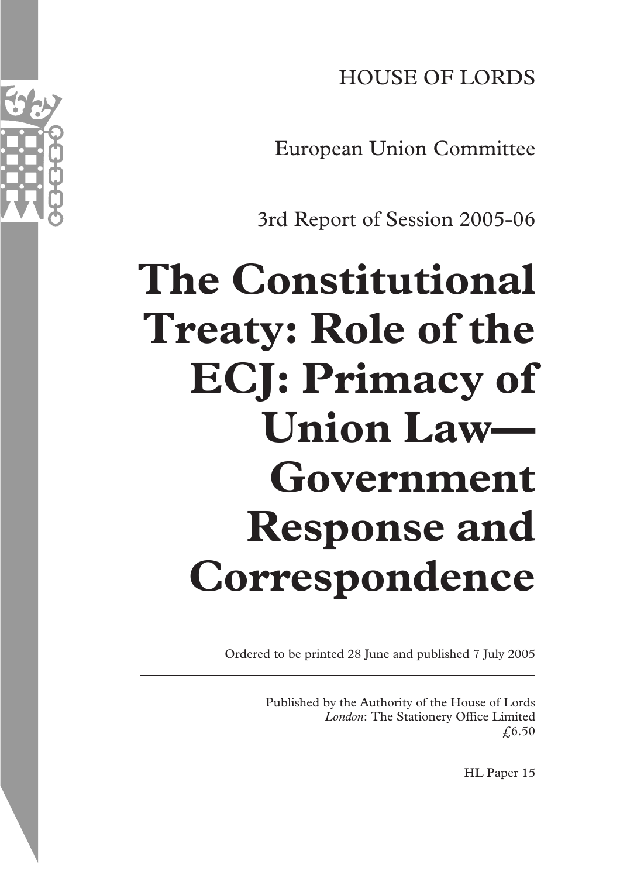HOUSE OF LORDS

European Union Committee

3rd Report of Session 2005-06

# The Constitutional Treaty: Role of the ECJ: Primacy of Union Law—Government Response and Correspondence

Ordered to be printed 28 June and published 7 July 2005

Published by the Authority of the House of Lords
*London*: The Stationery Office Limited
£6.50

HL Paper 15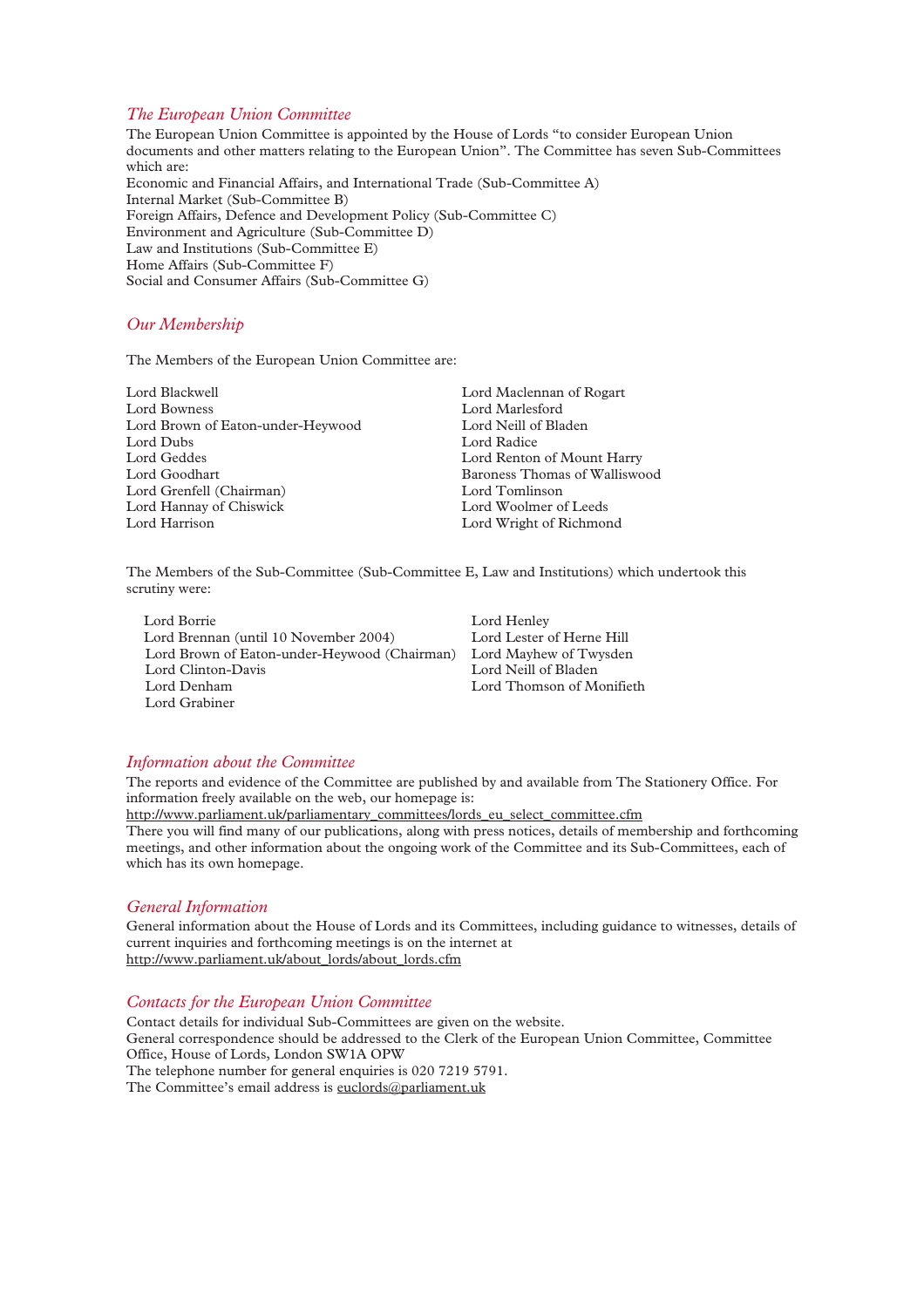## *The European Union Committee*

The European Union Committee is appointed by the House of Lords "to consider European Union documents and other matters relating to the European Union". The Committee has seven Sub-Committees which are:

Economic and Financial Affairs, and International Trade (Sub-Committee A)
Internal Market (Sub-Committee B)
Foreign Affairs, Defence and Development Policy (Sub-Committee C)
Environment and Agriculture (Sub-Committee D)
Law and Institutions (Sub-Committee E)
Home Affairs (Sub-Committee F)
Social and Consumer Affairs (Sub-Committee G)

## *Our Membership*

The Members of the European Union Committee are:

Lord Blackwell
Lord Bowness
Lord Brown of Eaton-under-Heywood
Lord Dubs
Lord Geddes
Lord Goodhart
Lord Grenfell (Chairman)
Lord Hannay of Chiswick
Lord Harrison
Lord Maclennan of Rogart
Lord Marlesford
Lord Neill of Bladen
Lord Radice
Lord Renton of Mount Harry
Baroness Thomas of Walliswood
Lord Tomlinson
Lord Woolmer of Leeds
Lord Wright of Richmond

The Members of the Sub-Committee (Sub-Committee E, Law and Institutions) which undertook this scrutiny were:

Lord Borrie
Lord Brennan (until 10 November 2004)
Lord Brown of Eaton-under-Heywood (Chairman)
Lord Clinton-Davis
Lord Denham
Lord Grabiner
Lord Henley
Lord Lester of Herne Hill
Lord Mayhew of Twysden
Lord Neill of Bladen
Lord Thomson of Monifieth

## *Information about the Committee*

The reports and evidence of the Committee are published by and available from The Stationery Office. For information freely available on the web, our homepage is:
http://www.parliament.uk/parliamentary_committees/lords_eu_select_committee.cfm
There you will find many of our publications, along with press notices, details of membership and forthcoming meetings, and other information about the ongoing work of the Committee and its Sub-Committees, each of which has its own homepage.

## *General Information*

General information about the House of Lords and its Committees, including guidance to witnesses, details of current inquiries and forthcoming meetings is on the internet at
http://www.parliament.uk/about_lords/about_lords.cfm

## *Contacts for the European Union Committee*

Contact details for individual Sub-Committees are given on the website.
General correspondence should be addressed to the Clerk of the European Union Committee, Committee Office, House of Lords, London SW1A OPW
The telephone number for general enquiries is 020 7219 5791.
The Committee's email address is euclords@parliament.uk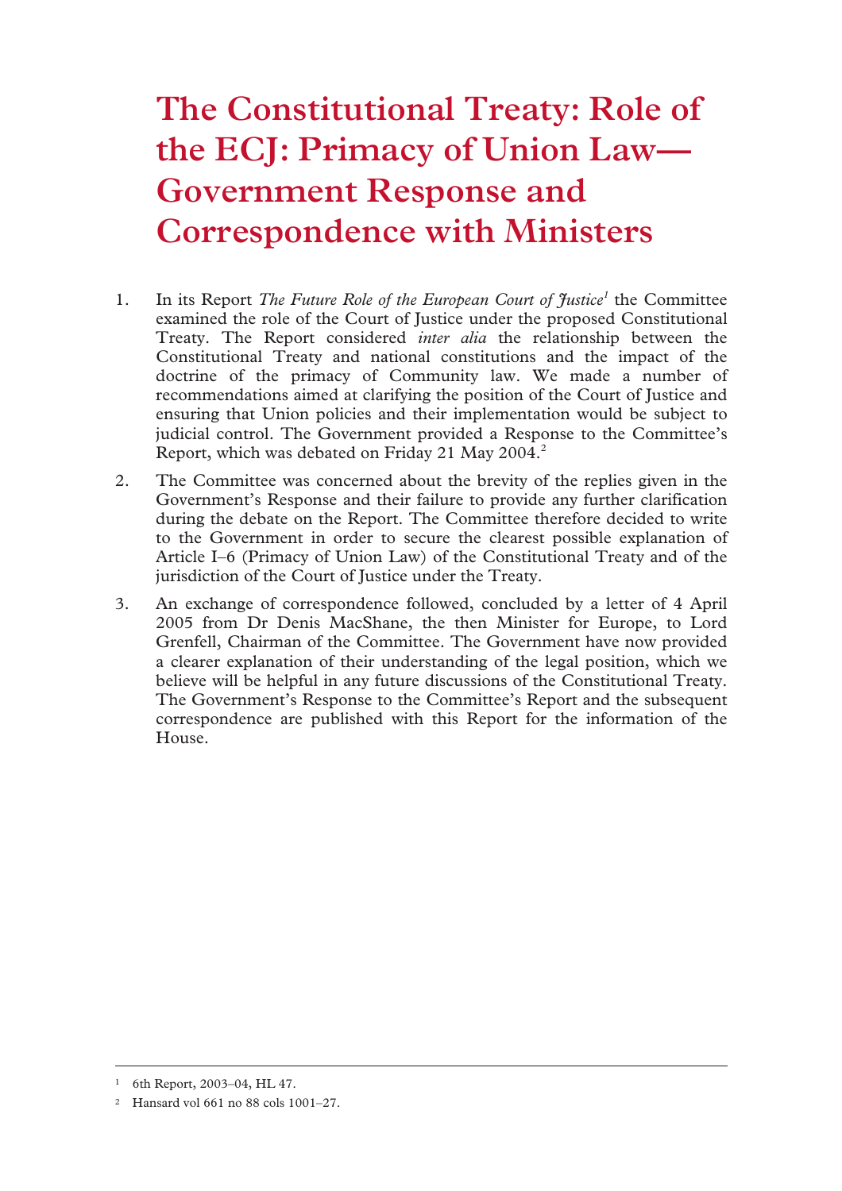# The Constitutional Treaty: Role of the ECJ: Primacy of Union Law—Government Response and Correspondence with Ministers

1. In its Report *The Future Role of the European Court of Justice*[1] the Committee examined the role of the Court of Justice under the proposed Constitutional Treaty. The Report considered *inter alia* the relationship between the Constitutional Treaty and national constitutions and the impact of the doctrine of the primacy of Community law. We made a number of recommendations aimed at clarifying the position of the Court of Justice and ensuring that Union policies and their implementation would be subject to judicial control. The Government provided a Response to the Committee's Report, which was debated on Friday 21 May 2004.[2]

2. The Committee was concerned about the brevity of the replies given in the Government's Response and their failure to provide any further clarification during the debate on the Report. The Committee therefore decided to write to the Government in order to secure the clearest possible explanation of Article I–6 (Primacy of Union Law) of the Constitutional Treaty and of the jurisdiction of the Court of Justice under the Treaty.

3. An exchange of correspondence followed, concluded by a letter of 4 April 2005 from Dr Denis MacShane, the then Minister for Europe, to Lord Grenfell, Chairman of the Committee. The Government have now provided a clearer explanation of their understanding of the legal position, which we believe will be helpful in any future discussions of the Constitutional Treaty. The Government's Response to the Committee's Report and the subsequent correspondence are published with this Report for the information of the House.

---

[1] 6th Report, 2003–04, HL 47.

[2] Hansard vol 661 no 88 cols 1001–27.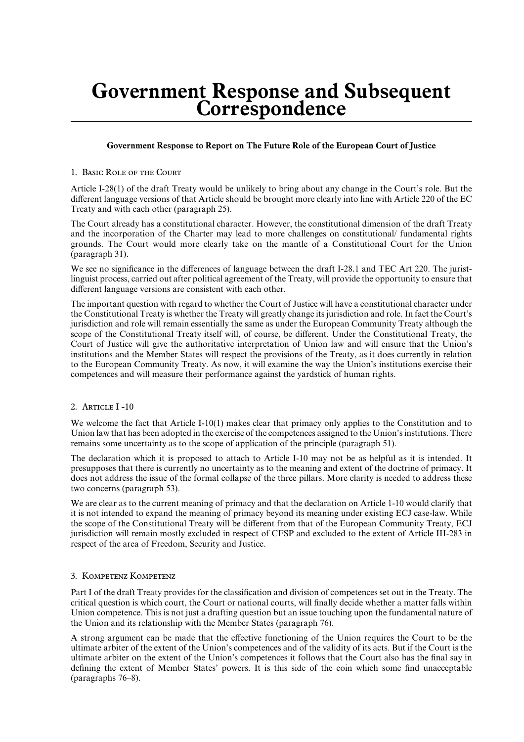# Government Response and Subsequent Correspondence

**Government Response to Report on The Future Role of the European Court of Justice**

1. Basic Role of the Court

Article I-28(1) of the draft Treaty would be unlikely to bring about any change in the Court's role. But the different language versions of that Article should be brought more clearly into line with Article 220 of the EC Treaty and with each other (paragraph 25).

The Court already has a constitutional character. However, the constitutional dimension of the draft Treaty and the incorporation of the Charter may lead to more challenges on constitutional/ fundamental rights grounds. The Court would more clearly take on the mantle of a Constitutional Court for the Union (paragraph 31).

We see no significance in the differences of language between the draft I-28.1 and TEC Art 220. The jurist-linguist process, carried out after political agreement of the Treaty, will provide the opportunity to ensure that different language versions are consistent with each other.

The important question with regard to whether the Court of Justice will have a constitutional character under the Constitutional Treaty is whether the Treaty will greatly change its jurisdiction and role. In fact the Court's jurisdiction and role will remain essentially the same as under the European Community Treaty although the scope of the Constitutional Treaty itself will, of course, be different. Under the Constitutional Treaty, the Court of Justice will give the authoritative interpretation of Union law and will ensure that the Union's institutions and the Member States will respect the provisions of the Treaty, as it does currently in relation to the European Community Treaty. As now, it will examine the way the Union's institutions exercise their competences and will measure their performance against the yardstick of human rights.

2. Article I -10

We welcome the fact that Article I-10(1) makes clear that primacy only applies to the Constitution and to Union law that has been adopted in the exercise of the competences assigned to the Union's institutions. There remains some uncertainty as to the scope of application of the principle (paragraph 51).

The declaration which it is proposed to attach to Article I-10 may not be as helpful as it is intended. It presupposes that there is currently no uncertainty as to the meaning and extent of the doctrine of primacy. It does not address the issue of the formal collapse of the three pillars. More clarity is needed to address these two concerns (paragraph 53).

We are clear as to the current meaning of primacy and that the declaration on Article 1-10 would clarify that it is not intended to expand the meaning of primacy beyond its meaning under existing ECJ case-law. While the scope of the Constitutional Treaty will be different from that of the European Community Treaty, ECJ jurisdiction will remain mostly excluded in respect of CFSP and excluded to the extent of Article III-283 in respect of the area of Freedom, Security and Justice.

3. Kompetenz Kompetenz

Part I of the draft Treaty provides for the classification and division of competences set out in the Treaty. The critical question is which court, the Court or national courts, will finally decide whether a matter falls within Union competence. This is not just a drafting question but an issue touching upon the fundamental nature of the Union and its relationship with the Member States (paragraph 76).

A strong argument can be made that the effective functioning of the Union requires the Court to be the ultimate arbiter of the extent of the Union's competences and of the validity of its acts. But if the Court is the ultimate arbiter on the extent of the Union's competences it follows that the Court also has the final say in defining the extent of Member States' powers. It is this side of the coin which some find unacceptable (paragraphs 76–8).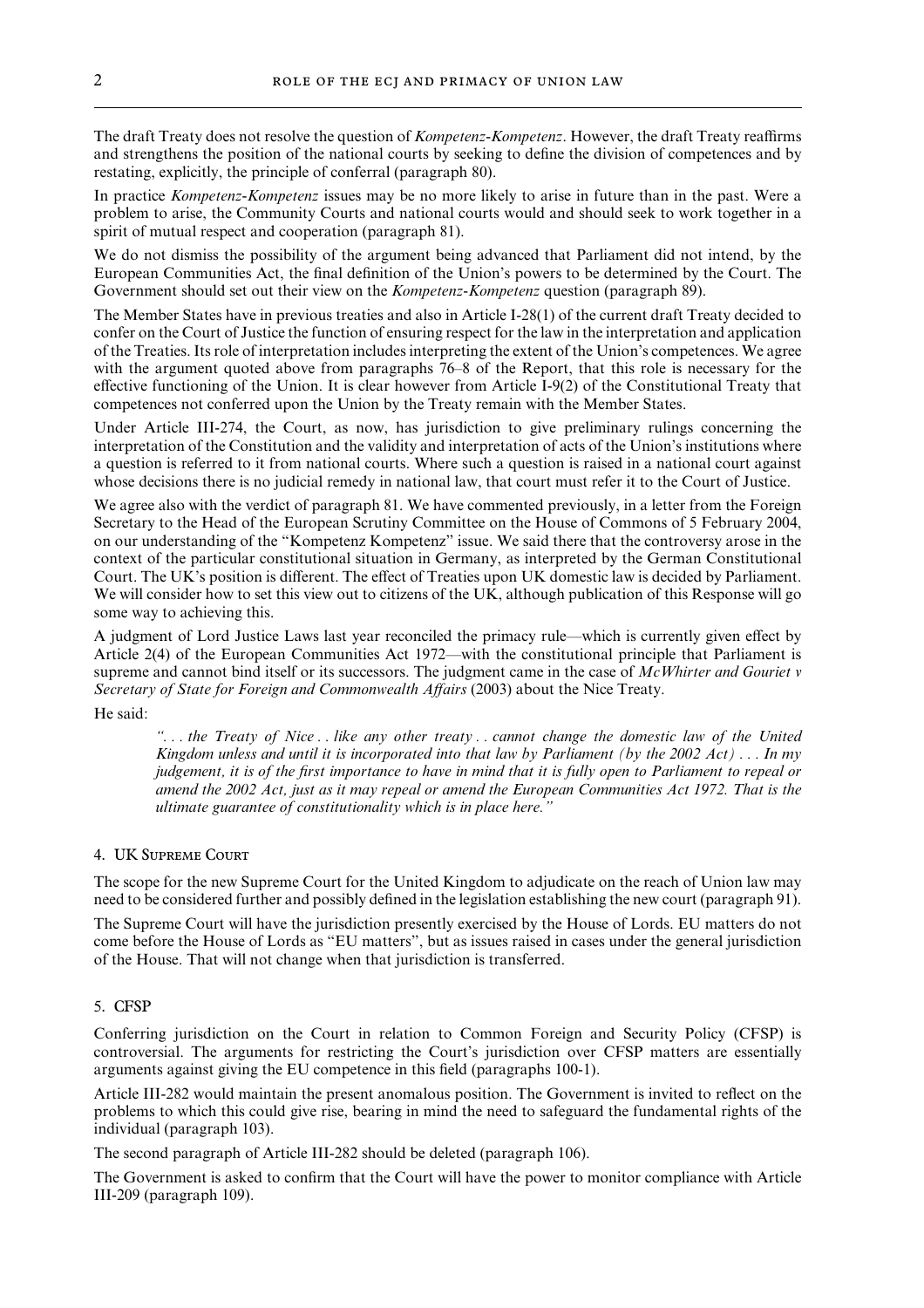The draft Treaty does not resolve the question of *Kompetenz-Kompetenz*. However, the draft Treaty reaffirms and strengthens the position of the national courts by seeking to define the division of competences and by restating, explicitly, the principle of conferral (paragraph 80).

In practice *Kompetenz-Kompetenz* issues may be no more likely to arise in future than in the past. Were a problem to arise, the Community Courts and national courts would and should seek to work together in a spirit of mutual respect and cooperation (paragraph 81).

We do not dismiss the possibility of the argument being advanced that Parliament did not intend, by the European Communities Act, the final definition of the Union's powers to be determined by the Court. The Government should set out their view on the *Kompetenz-Kompetenz* question (paragraph 89).

The Member States have in previous treaties and also in Article I-28(1) of the current draft Treaty decided to confer on the Court of Justice the function of ensuring respect for the law in the interpretation and application of the Treaties. Its role of interpretation includes interpreting the extent of the Union's competences. We agree with the argument quoted above from paragraphs 76–8 of the Report, that this role is necessary for the effective functioning of the Union. It is clear however from Article I-9(2) of the Constitutional Treaty that competences not conferred upon the Union by the Treaty remain with the Member States.

Under Article III-274, the Court, as now, has jurisdiction to give preliminary rulings concerning the interpretation of the Constitution and the validity and interpretation of acts of the Union's institutions where a question is referred to it from national courts. Where such a question is raised in a national court against whose decisions there is no judicial remedy in national law, that court must refer it to the Court of Justice.

We agree also with the verdict of paragraph 81. We have commented previously, in a letter from the Foreign Secretary to the Head of the European Scrutiny Committee on the House of Commons of 5 February 2004, on our understanding of the "Kompetenz Kompetenz" issue. We said there that the controversy arose in the context of the particular constitutional situation in Germany, as interpreted by the German Constitutional Court. The UK's position is different. The effect of Treaties upon UK domestic law is decided by Parliament. We will consider how to set this view out to citizens of the UK, although publication of this Response will go some way to achieving this.

A judgment of Lord Justice Laws last year reconciled the primacy rule—which is currently given effect by Article 2(4) of the European Communities Act 1972—with the constitutional principle that Parliament is supreme and cannot bind itself or its successors. The judgment came in the case of *McWhirter and Gouriet v Secretary of State for Foreign and Commonwealth Affairs* (2003) about the Nice Treaty.

He said:

> *". . . the Treaty of Nice . . like any other treaty . . cannot change the domestic law of the United Kingdom unless and until it is incorporated into that law by Parliament (by the 2002 Act) . . . In my judgement, it is of the first importance to have in mind that it is fully open to Parliament to repeal or amend the 2002 Act, just as it may repeal or amend the European Communities Act 1972. That is the ultimate guarantee of constitutionality which is in place here."*

## 4. UK Supreme Court

The scope for the new Supreme Court for the United Kingdom to adjudicate on the reach of Union law may need to be considered further and possibly defined in the legislation establishing the new court (paragraph 91).

The Supreme Court will have the jurisdiction presently exercised by the House of Lords. EU matters do not come before the House of Lords as "EU matters", but as issues raised in cases under the general jurisdiction of the House. That will not change when that jurisdiction is transferred.

## 5. CFSP

Conferring jurisdiction on the Court in relation to Common Foreign and Security Policy (CFSP) is controversial. The arguments for restricting the Court's jurisdiction over CFSP matters are essentially arguments against giving the EU competence in this field (paragraphs 100-1).

Article III-282 would maintain the present anomalous position. The Government is invited to reflect on the problems to which this could give rise, bearing in mind the need to safeguard the fundamental rights of the individual (paragraph 103).

The second paragraph of Article III-282 should be deleted (paragraph 106).

The Government is asked to confirm that the Court will have the power to monitor compliance with Article III-209 (paragraph 109).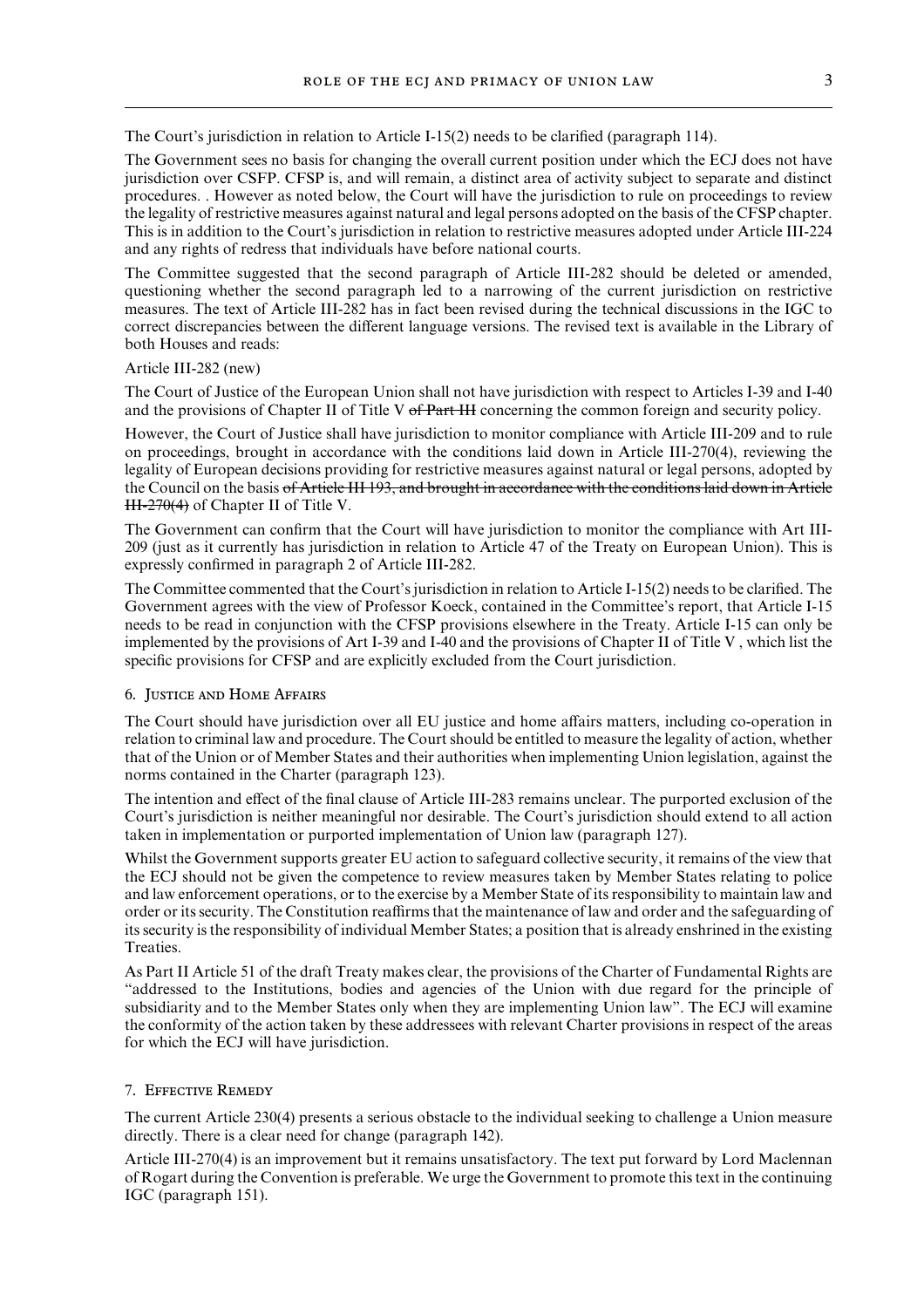The Court's jurisdiction in relation to Article I-15(2) needs to be clarified (paragraph 114).

The Government sees no basis for changing the overall current position under which the ECJ does not have jurisdiction over CSFP. CFSP is, and will remain, a distinct area of activity subject to separate and distinct procedures. . However as noted below, the Court will have the jurisdiction to rule on proceedings to review the legality of restrictive measures against natural and legal persons adopted on the basis of the CFSP chapter. This is in addition to the Court's jurisdiction in relation to restrictive measures adopted under Article III-224 and any rights of redress that individuals have before national courts.

The Committee suggested that the second paragraph of Article III-282 should be deleted or amended, questioning whether the second paragraph led to a narrowing of the current jurisdiction on restrictive measures. The text of Article III-282 has in fact been revised during the technical discussions in the IGC to correct discrepancies between the different language versions. The revised text is available in the Library of both Houses and reads:

Article III-282 (new)

The Court of Justice of the European Union shall not have jurisdiction with respect to Articles I-39 and I-40 and the provisions of Chapter II of Title V ~~of Part III~~ concerning the common foreign and security policy.

However, the Court of Justice shall have jurisdiction to monitor compliance with Article III-209 and to rule on proceedings, brought in accordance with the conditions laid down in Article III-270(4), reviewing the legality of European decisions providing for restrictive measures against natural or legal persons, adopted by the Council on the basis ~~of Article III 193, and brought in accordance with the conditions laid down in Article III-270(4)~~ of Chapter II of Title V.

The Government can confirm that the Court will have jurisdiction to monitor the compliance with Art III-209 (just as it currently has jurisdiction in relation to Article 47 of the Treaty on European Union). This is expressly confirmed in paragraph 2 of Article III-282.

The Committee commented that the Court's jurisdiction in relation to Article I-15(2) needs to be clarified. The Government agrees with the view of Professor Koeck, contained in the Committee's report, that Article I-15 needs to be read in conjunction with the CFSP provisions elsewhere in the Treaty. Article I-15 can only be implemented by the provisions of Art I-39 and I-40 and the provisions of Chapter II of Title V , which list the specific provisions for CFSP and are explicitly excluded from the Court jurisdiction.

## 6. Justice and Home Affairs

The Court should have jurisdiction over all EU justice and home affairs matters, including co-operation in relation to criminal law and procedure. The Court should be entitled to measure the legality of action, whether that of the Union or of Member States and their authorities when implementing Union legislation, against the norms contained in the Charter (paragraph 123).

The intention and effect of the final clause of Article III-283 remains unclear. The purported exclusion of the Court's jurisdiction is neither meaningful nor desirable. The Court's jurisdiction should extend to all action taken in implementation or purported implementation of Union law (paragraph 127).

Whilst the Government supports greater EU action to safeguard collective security, it remains of the view that the ECJ should not be given the competence to review measures taken by Member States relating to police and law enforcement operations, or to the exercise by a Member State of its responsibility to maintain law and order or its security. The Constitution reaffirms that the maintenance of law and order and the safeguarding of its security is the responsibility of individual Member States; a position that is already enshrined in the existing Treaties.

As Part II Article 51 of the draft Treaty makes clear, the provisions of the Charter of Fundamental Rights are "addressed to the Institutions, bodies and agencies of the Union with due regard for the principle of subsidiarity and to the Member States only when they are implementing Union law". The ECJ will examine the conformity of the action taken by these addressees with relevant Charter provisions in respect of the areas for which the ECJ will have jurisdiction.

## 7. Effective Remedy

The current Article 230(4) presents a serious obstacle to the individual seeking to challenge a Union measure directly. There is a clear need for change (paragraph 142).

Article III-270(4) is an improvement but it remains unsatisfactory. The text put forward by Lord Maclennan of Rogart during the Convention is preferable. We urge the Government to promote this text in the continuing IGC (paragraph 151).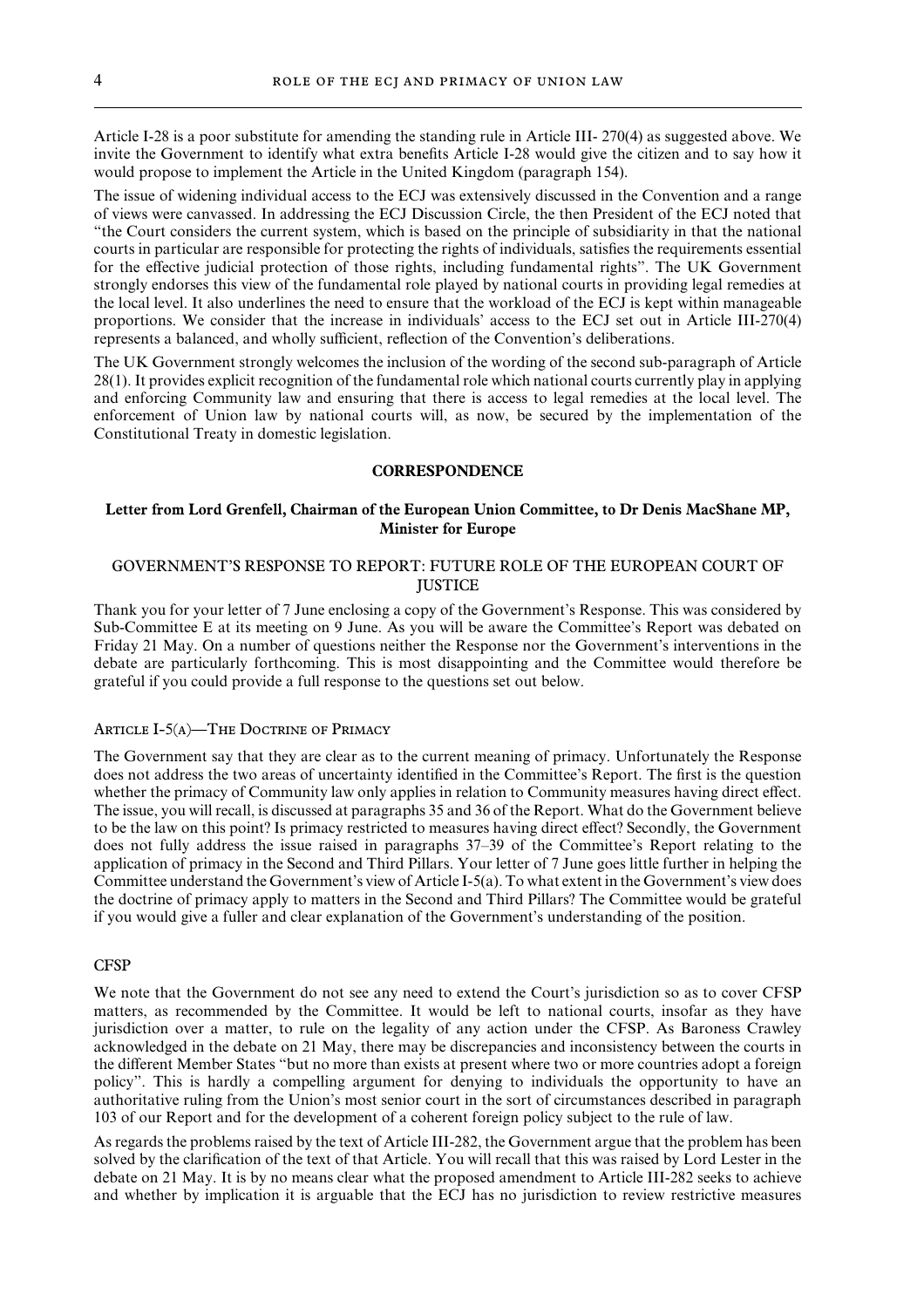Article I-28 is a poor substitute for amending the standing rule in Article III- 270(4) as suggested above. We invite the Government to identify what extra benefits Article I-28 would give the citizen and to say how it would propose to implement the Article in the United Kingdom (paragraph 154).

The issue of widening individual access to the ECJ was extensively discussed in the Convention and a range of views were canvassed. In addressing the ECJ Discussion Circle, the then President of the ECJ noted that "the Court considers the current system, which is based on the principle of subsidiarity in that the national courts in particular are responsible for protecting the rights of individuals, satisfies the requirements essential for the effective judicial protection of those rights, including fundamental rights". The UK Government strongly endorses this view of the fundamental role played by national courts in providing legal remedies at the local level. It also underlines the need to ensure that the workload of the ECJ is kept within manageable proportions. We consider that the increase in individuals' access to the ECJ set out in Article III-270(4) represents a balanced, and wholly sufficient, reflection of the Convention's deliberations.

The UK Government strongly welcomes the inclusion of the wording of the second sub-paragraph of Article 28(1). It provides explicit recognition of the fundamental role which national courts currently play in applying and enforcing Community law and ensuring that there is access to legal remedies at the local level. The enforcement of Union law by national courts will, as now, be secured by the implementation of the Constitutional Treaty in domestic legislation.

## CORRESPONDENCE

### Letter from Lord Grenfell, Chairman of the European Union Committee, to Dr Denis MacShane MP, Minister for Europe

#### GOVERNMENT'S RESPONSE TO REPORT: FUTURE ROLE OF THE EUROPEAN COURT OF JUSTICE

Thank you for your letter of 7 June enclosing a copy of the Government's Response. This was considered by Sub-Committee E at its meeting on 9 June. As you will be aware the Committee's Report was debated on Friday 21 May. On a number of questions neither the Response nor the Government's interventions in the debate are particularly forthcoming. This is most disappointing and the Committee would therefore be grateful if you could provide a full response to the questions set out below.

#### Article I-5(a)—The Doctrine of Primacy

The Government say that they are clear as to the current meaning of primacy. Unfortunately the Response does not address the two areas of uncertainty identified in the Committee's Report. The first is the question whether the primacy of Community law only applies in relation to Community measures having direct effect. The issue, you will recall, is discussed at paragraphs 35 and 36 of the Report. What do the Government believe to be the law on this point? Is primacy restricted to measures having direct effect? Secondly, the Government does not fully address the issue raised in paragraphs 37–39 of the Committee's Report relating to the application of primacy in the Second and Third Pillars. Your letter of 7 June goes little further in helping the Committee understand the Government's view of Article I-5(a). To what extent in the Government's view does the doctrine of primacy apply to matters in the Second and Third Pillars? The Committee would be grateful if you would give a fuller and clear explanation of the Government's understanding of the position.

#### CFSP

We note that the Government do not see any need to extend the Court's jurisdiction so as to cover CFSP matters, as recommended by the Committee. It would be left to national courts, insofar as they have jurisdiction over a matter, to rule on the legality of any action under the CFSP. As Baroness Crawley acknowledged in the debate on 21 May, there may be discrepancies and inconsistency between the courts in the different Member States "but no more than exists at present where two or more countries adopt a foreign policy". This is hardly a compelling argument for denying to individuals the opportunity to have an authoritative ruling from the Union's most senior court in the sort of circumstances described in paragraph 103 of our Report and for the development of a coherent foreign policy subject to the rule of law.

As regards the problems raised by the text of Article III-282, the Government argue that the problem has been solved by the clarification of the text of that Article. You will recall that this was raised by Lord Lester in the debate on 21 May. It is by no means clear what the proposed amendment to Article III-282 seeks to achieve and whether by implication it is arguable that the ECJ has no jurisdiction to review restrictive measures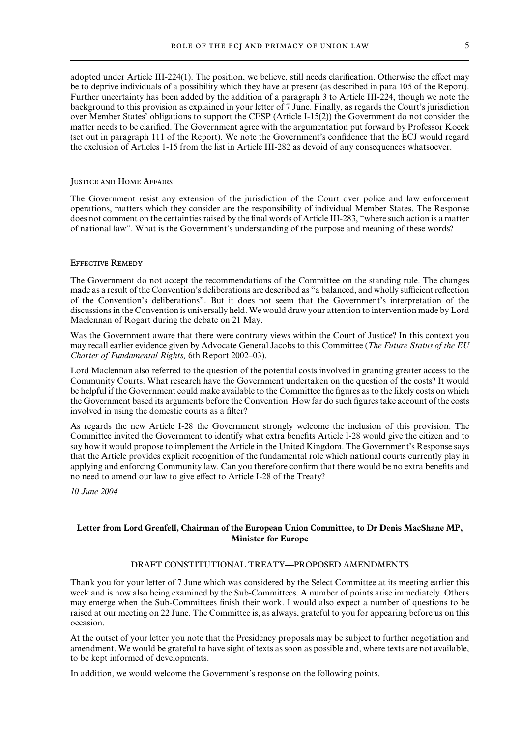adopted under Article III-224(1). The position, we believe, still needs clarification. Otherwise the effect may be to deprive individuals of a possibility which they have at present (as described in para 105 of the Report). Further uncertainty has been added by the addition of a paragraph 3 to Article III-224, though we note the background to this provision as explained in your letter of 7 June. Finally, as regards the Court's jurisdiction over Member States' obligations to support the CFSP (Article I-15(2)) the Government do not consider the matter needs to be clarified. The Government agree with the argumentation put forward by Professor Koeck (set out in paragraph 111 of the Report). We note the Government's confidence that the ECJ would regard the exclusion of Articles 1-15 from the list in Article III-282 as devoid of any consequences whatsoever.

### Justice and Home Affairs

The Government resist any extension of the jurisdiction of the Court over police and law enforcement operations, matters which they consider are the responsibility of individual Member States. The Response does not comment on the certainties raised by the final words of Article III-283, "where such action is a matter of national law". What is the Government's understanding of the purpose and meaning of these words?

### Effective Remedy

The Government do not accept the recommendations of the Committee on the standing rule. The changes made as a result of the Convention's deliberations are described as "a balanced, and wholly sufficient reflection of the Convention's deliberations". But it does not seem that the Government's interpretation of the discussions in the Convention is universally held. We would draw your attention to intervention made by Lord Maclennan of Rogart during the debate on 21 May.

Was the Government aware that there were contrary views within the Court of Justice? In this context you may recall earlier evidence given by Advocate General Jacobs to this Committee (*The Future Status of the EU Charter of Fundamental Rights,* 6th Report 2002–03).

Lord Maclennan also referred to the question of the potential costs involved in granting greater access to the Community Courts. What research have the Government undertaken on the question of the costs? It would be helpful if the Government could make available to the Committee the figures as to the likely costs on which the Government based its arguments before the Convention. How far do such figures take account of the costs involved in using the domestic courts as a filter?

As regards the new Article I-28 the Government strongly welcome the inclusion of this provision. The Committee invited the Government to identify what extra benefits Article I-28 would give the citizen and to say how it would propose to implement the Article in the United Kingdom. The Government's Response says that the Article provides explicit recognition of the fundamental role which national courts currently play in applying and enforcing Community law. Can you therefore confirm that there would be no extra benefits and no need to amend our law to give effect to Article I-28 of the Treaty?

*10 June 2004*

## Letter from Lord Grenfell, Chairman of the European Union Committee, to Dr Denis MacShane MP, Minister for Europe

### DRAFT CONSTITUTIONAL TREATY—PROPOSED AMENDMENTS

Thank you for your letter of 7 June which was considered by the Select Committee at its meeting earlier this week and is now also being examined by the Sub-Committees. A number of points arise immediately. Others may emerge when the Sub-Committees finish their work. I would also expect a number of questions to be raised at our meeting on 22 June. The Committee is, as always, grateful to you for appearing before us on this occasion.

At the outset of your letter you note that the Presidency proposals may be subject to further negotiation and amendment. We would be grateful to have sight of texts as soon as possible and, where texts are not available, to be kept informed of developments.

In addition, we would welcome the Government's response on the following points.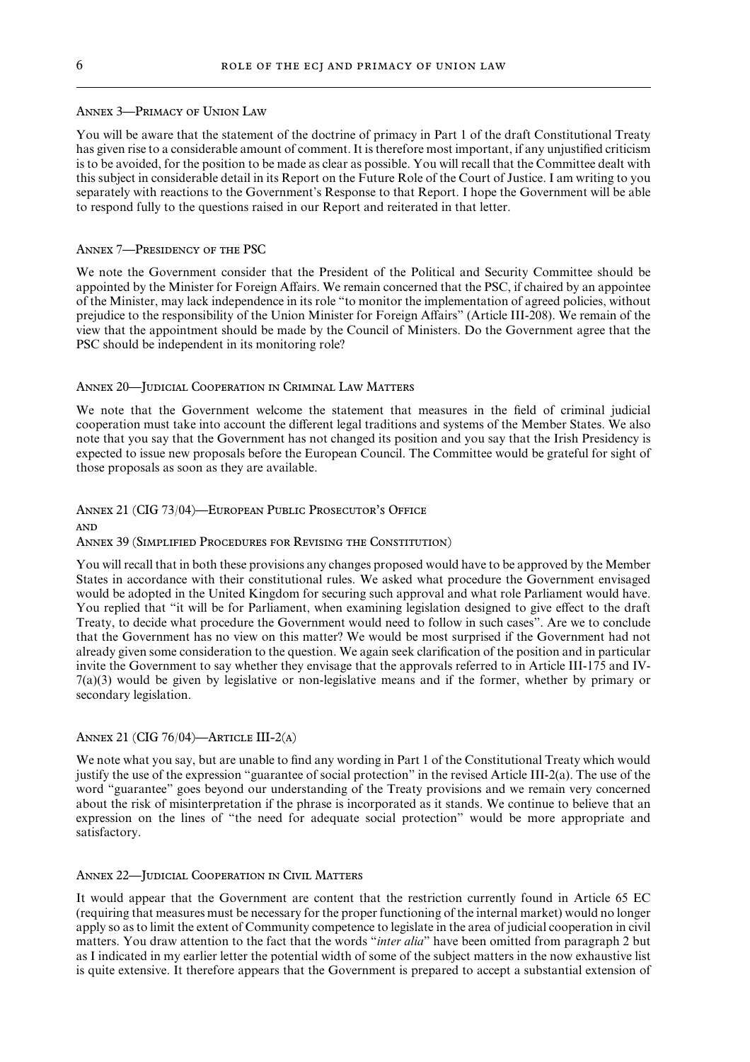## Annex 3—Primacy of Union Law

You will be aware that the statement of the doctrine of primacy in Part 1 of the draft Constitutional Treaty has given rise to a considerable amount of comment. It is therefore most important, if any unjustified criticism is to be avoided, for the position to be made as clear as possible. You will recall that the Committee dealt with this subject in considerable detail in its Report on the Future Role of the Court of Justice. I am writing to you separately with reactions to the Government's Response to that Report. I hope the Government will be able to respond fully to the questions raised in our Report and reiterated in that letter.

## Annex 7—Presidency of the PSC

We note the Government consider that the President of the Political and Security Committee should be appointed by the Minister for Foreign Affairs. We remain concerned that the PSC, if chaired by an appointee of the Minister, may lack independence in its role "to monitor the implementation of agreed policies, without prejudice to the responsibility of the Union Minister for Foreign Affairs" (Article III-208). We remain of the view that the appointment should be made by the Council of Ministers. Do the Government agree that the PSC should be independent in its monitoring role?

## Annex 20—Judicial Cooperation in Criminal Law Matters

We note that the Government welcome the statement that measures in the field of criminal judicial cooperation must take into account the different legal traditions and systems of the Member States. We also note that you say that the Government has not changed its position and you say that the Irish Presidency is expected to issue new proposals before the European Council. The Committee would be grateful for sight of those proposals as soon as they are available.

## Annex 21 (CIG 73/04)—European Public Prosecutor's Office and Annex 39 (Simplified Procedures for Revising the Constitution)

You will recall that in both these provisions any changes proposed would have to be approved by the Member States in accordance with their constitutional rules. We asked what procedure the Government envisaged would be adopted in the United Kingdom for securing such approval and what role Parliament would have. You replied that "it will be for Parliament, when examining legislation designed to give effect to the draft Treaty, to decide what procedure the Government would need to follow in such cases". Are we to conclude that the Government has no view on this matter? We would be most surprised if the Government had not already given some consideration to the question. We again seek clarification of the position and in particular invite the Government to say whether they envisage that the approvals referred to in Article III-175 and IV-7(a)(3) would be given by legislative or non-legislative means and if the former, whether by primary or secondary legislation.

## Annex 21 (CIG 76/04)—Article III-2(a)

We note what you say, but are unable to find any wording in Part 1 of the Constitutional Treaty which would justify the use of the expression "guarantee of social protection" in the revised Article III-2(a). The use of the word "guarantee" goes beyond our understanding of the Treaty provisions and we remain very concerned about the risk of misinterpretation if the phrase is incorporated as it stands. We continue to believe that an expression on the lines of "the need for adequate social protection" would be more appropriate and satisfactory.

## Annex 22—Judicial Cooperation in Civil Matters

It would appear that the Government are content that the restriction currently found in Article 65 EC (requiring that measures must be necessary for the proper functioning of the internal market) would no longer apply so as to limit the extent of Community competence to legislate in the area of judicial cooperation in civil matters. You draw attention to the fact that the words "*inter alia*" have been omitted from paragraph 2 but as I indicated in my earlier letter the potential width of some of the subject matters in the now exhaustive list is quite extensive. It therefore appears that the Government is prepared to accept a substantial extension of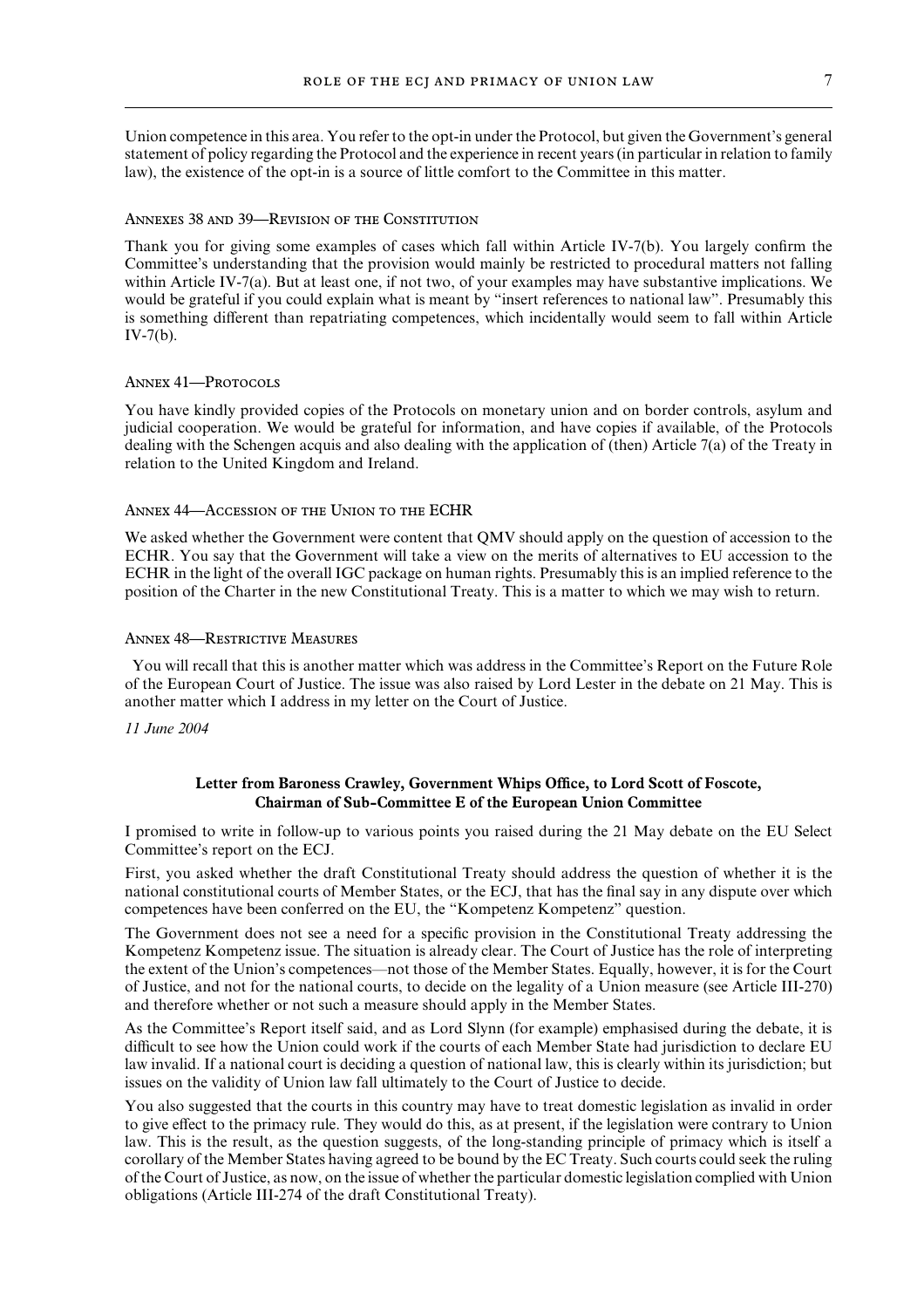Union competence in this area. You refer to the opt-in under the Protocol, but given the Government's general statement of policy regarding the Protocol and the experience in recent years (in particular in relation to family law), the existence of the opt-in is a source of little comfort to the Committee in this matter.

#### Annexes 38 and 39—Revision of the Constitution

Thank you for giving some examples of cases which fall within Article IV-7(b). You largely confirm the Committee's understanding that the provision would mainly be restricted to procedural matters not falling within Article IV-7(a). But at least one, if not two, of your examples may have substantive implications. We would be grateful if you could explain what is meant by "insert references to national law". Presumably this is something different than repatriating competences, which incidentally would seem to fall within Article IV-7(b).

#### Annex 41—Protocols

You have kindly provided copies of the Protocols on monetary union and on border controls, asylum and judicial cooperation. We would be grateful for information, and have copies if available, of the Protocols dealing with the Schengen acquis and also dealing with the application of (then) Article 7(a) of the Treaty in relation to the United Kingdom and Ireland.

#### Annex 44—Accession of the Union to the ECHR

We asked whether the Government were content that QMV should apply on the question of accession to the ECHR. You say that the Government will take a view on the merits of alternatives to EU accession to the ECHR in the light of the overall IGC package on human rights. Presumably this is an implied reference to the position of the Charter in the new Constitutional Treaty. This is a matter to which we may wish to return.

#### Annex 48—Restrictive Measures

You will recall that this is another matter which was address in the Committee's Report on the Future Role of the European Court of Justice. The issue was also raised by Lord Lester in the debate on 21 May. This is another matter which I address in my letter on the Court of Justice.

*11 June 2004*

### Letter from Baroness Crawley, Government Whips Office, to Lord Scott of Foscote, Chairman of Sub-Committee E of the European Union Committee

I promised to write in follow-up to various points you raised during the 21 May debate on the EU Select Committee's report on the ECJ.

First, you asked whether the draft Constitutional Treaty should address the question of whether it is the national constitutional courts of Member States, or the ECJ, that has the final say in any dispute over which competences have been conferred on the EU, the "Kompetenz Kompetenz" question.

The Government does not see a need for a specific provision in the Constitutional Treaty addressing the Kompetenz Kompetenz issue. The situation is already clear. The Court of Justice has the role of interpreting the extent of the Union's competences—not those of the Member States. Equally, however, it is for the Court of Justice, and not for the national courts, to decide on the legality of a Union measure (see Article III-270) and therefore whether or not such a measure should apply in the Member States.

As the Committee's Report itself said, and as Lord Slynn (for example) emphasised during the debate, it is difficult to see how the Union could work if the courts of each Member State had jurisdiction to declare EU law invalid. If a national court is deciding a question of national law, this is clearly within its jurisdiction; but issues on the validity of Union law fall ultimately to the Court of Justice to decide.

You also suggested that the courts in this country may have to treat domestic legislation as invalid in order to give effect to the primacy rule. They would do this, as at present, if the legislation were contrary to Union law. This is the result, as the question suggests, of the long-standing principle of primacy which is itself a corollary of the Member States having agreed to be bound by the EC Treaty. Such courts could seek the ruling of the Court of Justice, as now, on the issue of whether the particular domestic legislation complied with Union obligations (Article III-274 of the draft Constitutional Treaty).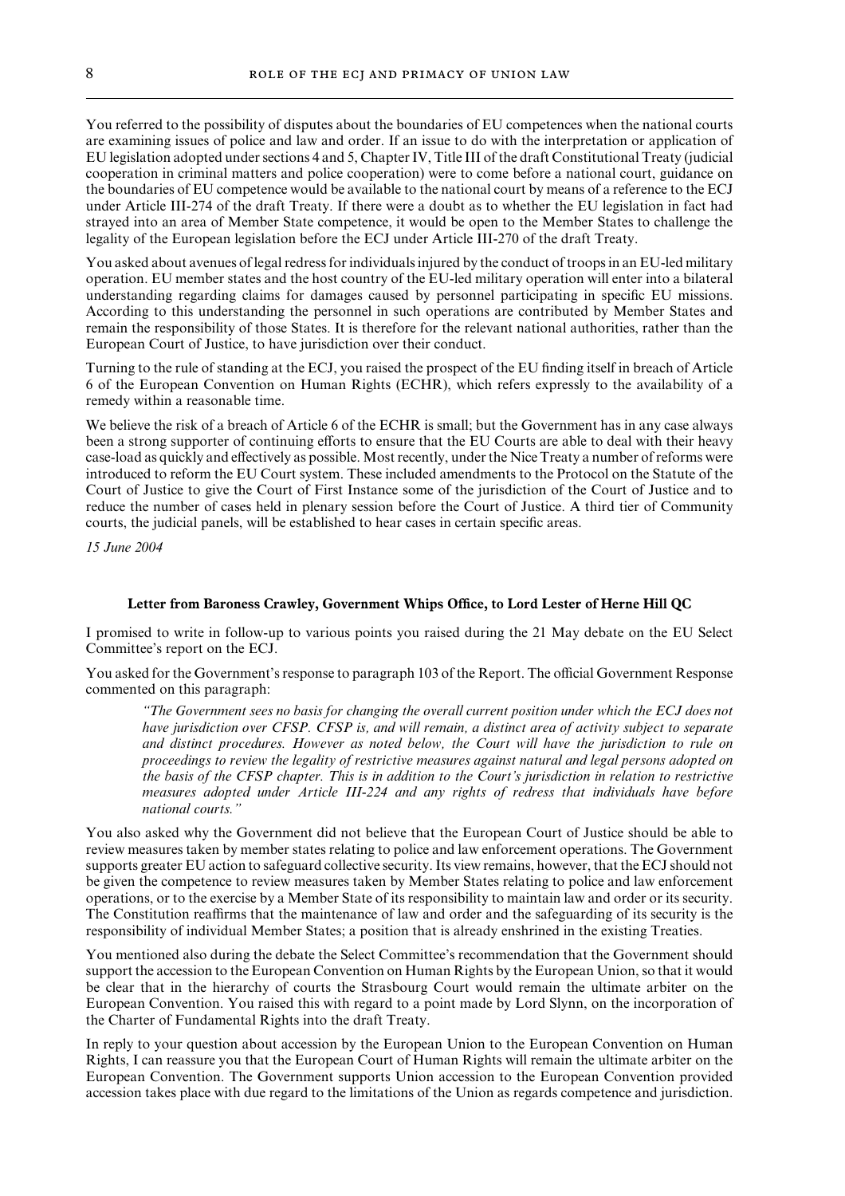You referred to the possibility of disputes about the boundaries of EU competences when the national courts are examining issues of police and law and order. If an issue to do with the interpretation or application of EU legislation adopted under sections 4 and 5, Chapter IV, Title III of the draft Constitutional Treaty (judicial cooperation in criminal matters and police cooperation) were to come before a national court, guidance on the boundaries of EU competence would be available to the national court by means of a reference to the ECJ under Article III-274 of the draft Treaty. If there were a doubt as to whether the EU legislation in fact had strayed into an area of Member State competence, it would be open to the Member States to challenge the legality of the European legislation before the ECJ under Article III-270 of the draft Treaty.

You asked about avenues of legal redress for individuals injured by the conduct of troops in an EU-led military operation. EU member states and the host country of the EU-led military operation will enter into a bilateral understanding regarding claims for damages caused by personnel participating in specific EU missions. According to this understanding the personnel in such operations are contributed by Member States and remain the responsibility of those States. It is therefore for the relevant national authorities, rather than the European Court of Justice, to have jurisdiction over their conduct.

Turning to the rule of standing at the ECJ, you raised the prospect of the EU finding itself in breach of Article 6 of the European Convention on Human Rights (ECHR), which refers expressly to the availability of a remedy within a reasonable time.

We believe the risk of a breach of Article 6 of the ECHR is small; but the Government has in any case always been a strong supporter of continuing efforts to ensure that the EU Courts are able to deal with their heavy case-load as quickly and effectively as possible. Most recently, under the Nice Treaty a number of reforms were introduced to reform the EU Court system. These included amendments to the Protocol on the Statute of the Court of Justice to give the Court of First Instance some of the jurisdiction of the Court of Justice and to reduce the number of cases held in plenary session before the Court of Justice. A third tier of Community courts, the judicial panels, will be established to hear cases in certain specific areas.

*15 June 2004*

### Letter from Baroness Crawley, Government Whips Office, to Lord Lester of Herne Hill QC

I promised to write in follow-up to various points you raised during the 21 May debate on the EU Select Committee's report on the ECJ.

You asked for the Government's response to paragraph 103 of the Report. The official Government Response commented on this paragraph:

> *"The Government sees no basis for changing the overall current position under which the ECJ does not have jurisdiction over CFSP. CFSP is, and will remain, a distinct area of activity subject to separate and distinct procedures. However as noted below, the Court will have the jurisdiction to rule on proceedings to review the legality of restrictive measures against natural and legal persons adopted on the basis of the CFSP chapter. This is in addition to the Court's jurisdiction in relation to restrictive measures adopted under Article III-224 and any rights of redress that individuals have before national courts."*

You also asked why the Government did not believe that the European Court of Justice should be able to review measures taken by member states relating to police and law enforcement operations. The Government supports greater EU action to safeguard collective security. Its view remains, however, that the ECJ should not be given the competence to review measures taken by Member States relating to police and law enforcement operations, or to the exercise by a Member State of its responsibility to maintain law and order or its security. The Constitution reaffirms that the maintenance of law and order and the safeguarding of its security is the responsibility of individual Member States; a position that is already enshrined in the existing Treaties.

You mentioned also during the debate the Select Committee's recommendation that the Government should support the accession to the European Convention on Human Rights by the European Union, so that it would be clear that in the hierarchy of courts the Strasbourg Court would remain the ultimate arbiter on the European Convention. You raised this with regard to a point made by Lord Slynn, on the incorporation of the Charter of Fundamental Rights into the draft Treaty.

In reply to your question about accession by the European Union to the European Convention on Human Rights, I can reassure you that the European Court of Human Rights will remain the ultimate arbiter on the European Convention. The Government supports Union accession to the European Convention provided accession takes place with due regard to the limitations of the Union as regards competence and jurisdiction.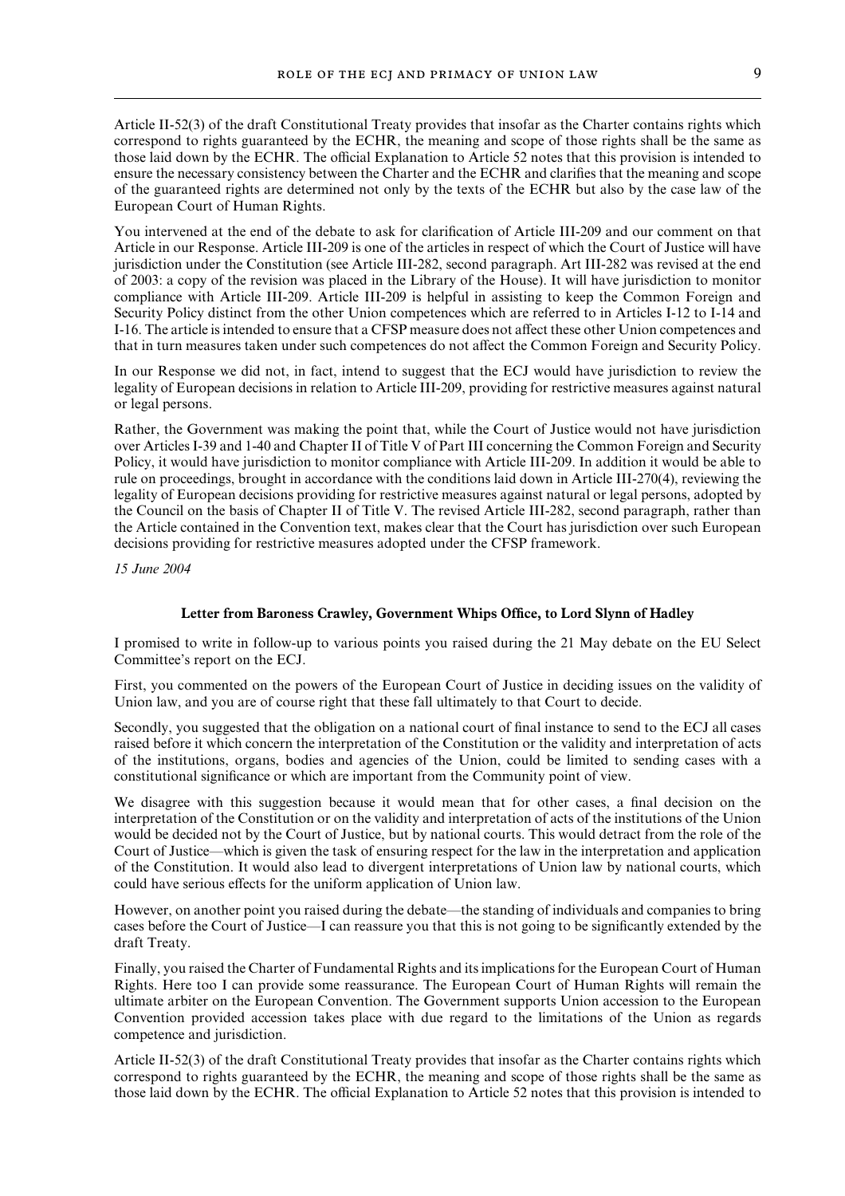Article II-52(3) of the draft Constitutional Treaty provides that insofar as the Charter contains rights which correspond to rights guaranteed by the ECHR, the meaning and scope of those rights shall be the same as those laid down by the ECHR. The official Explanation to Article 52 notes that this provision is intended to ensure the necessary consistency between the Charter and the ECHR and clarifies that the meaning and scope of the guaranteed rights are determined not only by the texts of the ECHR but also by the case law of the European Court of Human Rights.

You intervened at the end of the debate to ask for clarification of Article III-209 and our comment on that Article in our Response. Article III-209 is one of the articles in respect of which the Court of Justice will have jurisdiction under the Constitution (see Article III-282, second paragraph. Art III-282 was revised at the end of 2003: a copy of the revision was placed in the Library of the House). It will have jurisdiction to monitor compliance with Article III-209. Article III-209 is helpful in assisting to keep the Common Foreign and Security Policy distinct from the other Union competences which are referred to in Articles I-12 to I-14 and I-16. The article is intended to ensure that a CFSP measure does not affect these other Union competences and that in turn measures taken under such competences do not affect the Common Foreign and Security Policy.

In our Response we did not, in fact, intend to suggest that the ECJ would have jurisdiction to review the legality of European decisions in relation to Article III-209, providing for restrictive measures against natural or legal persons.

Rather, the Government was making the point that, while the Court of Justice would not have jurisdiction over Articles I-39 and 1-40 and Chapter II of Title V of Part III concerning the Common Foreign and Security Policy, it would have jurisdiction to monitor compliance with Article III-209. In addition it would be able to rule on proceedings, brought in accordance with the conditions laid down in Article III-270(4), reviewing the legality of European decisions providing for restrictive measures against natural or legal persons, adopted by the Council on the basis of Chapter II of Title V. The revised Article III-282, second paragraph, rather than the Article contained in the Convention text, makes clear that the Court has jurisdiction over such European decisions providing for restrictive measures adopted under the CFSP framework.

*15 June 2004*

### Letter from Baroness Crawley, Government Whips Office, to Lord Slynn of Hadley

I promised to write in follow-up to various points you raised during the 21 May debate on the EU Select Committee's report on the ECJ.

First, you commented on the powers of the European Court of Justice in deciding issues on the validity of Union law, and you are of course right that these fall ultimately to that Court to decide.

Secondly, you suggested that the obligation on a national court of final instance to send to the ECJ all cases raised before it which concern the interpretation of the Constitution or the validity and interpretation of acts of the institutions, organs, bodies and agencies of the Union, could be limited to sending cases with a constitutional significance or which are important from the Community point of view.

We disagree with this suggestion because it would mean that for other cases, a final decision on the interpretation of the Constitution or on the validity and interpretation of acts of the institutions of the Union would be decided not by the Court of Justice, but by national courts. This would detract from the role of the Court of Justice—which is given the task of ensuring respect for the law in the interpretation and application of the Constitution. It would also lead to divergent interpretations of Union law by national courts, which could have serious effects for the uniform application of Union law.

However, on another point you raised during the debate—the standing of individuals and companies to bring cases before the Court of Justice—I can reassure you that this is not going to be significantly extended by the draft Treaty.

Finally, you raised the Charter of Fundamental Rights and its implications for the European Court of Human Rights. Here too I can provide some reassurance. The European Court of Human Rights will remain the ultimate arbiter on the European Convention. The Government supports Union accession to the European Convention provided accession takes place with due regard to the limitations of the Union as regards competence and jurisdiction.

Article II-52(3) of the draft Constitutional Treaty provides that insofar as the Charter contains rights which correspond to rights guaranteed by the ECHR, the meaning and scope of those rights shall be the same as those laid down by the ECHR. The official Explanation to Article 52 notes that this provision is intended to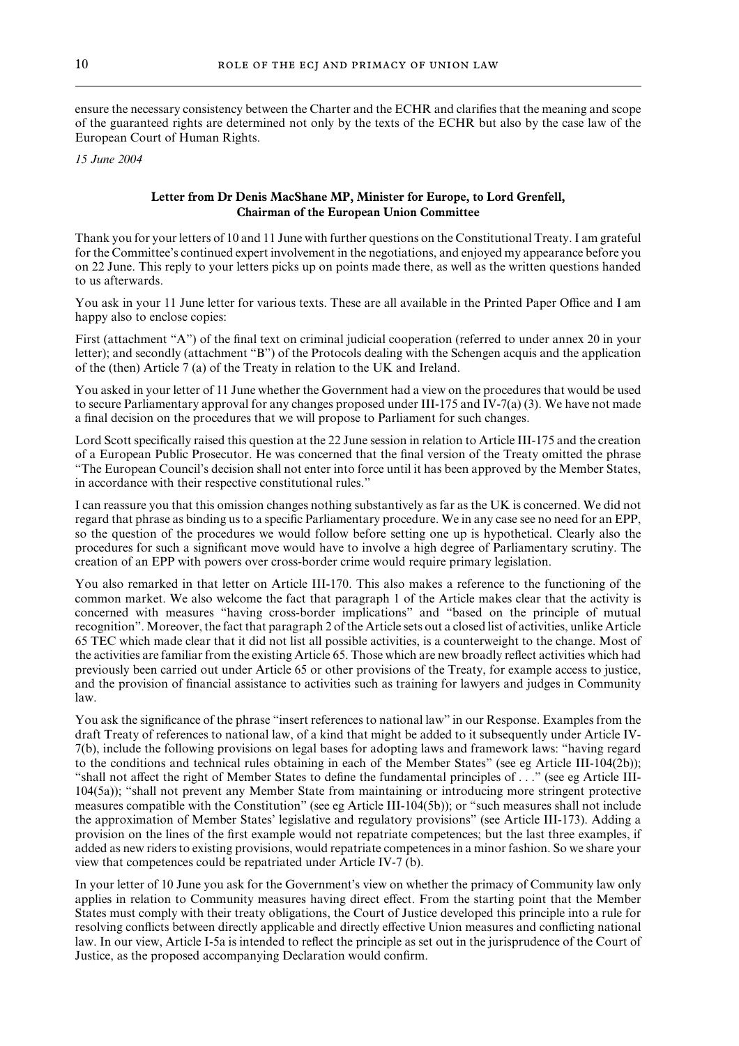ensure the necessary consistency between the Charter and the ECHR and clarifies that the meaning and scope of the guaranteed rights are determined not only by the texts of the ECHR but also by the case law of the European Court of Human Rights.

*15 June 2004*

### Letter from Dr Denis MacShane MP, Minister for Europe, to Lord Grenfell, Chairman of the European Union Committee

Thank you for your letters of 10 and 11 June with further questions on the Constitutional Treaty. I am grateful for the Committee's continued expert involvement in the negotiations, and enjoyed my appearance before you on 22 June. This reply to your letters picks up on points made there, as well as the written questions handed to us afterwards.

You ask in your 11 June letter for various texts. These are all available in the Printed Paper Office and I am happy also to enclose copies:

First (attachment "A") of the final text on criminal judicial cooperation (referred to under annex 20 in your letter); and secondly (attachment "B") of the Protocols dealing with the Schengen acquis and the application of the (then) Article 7 (a) of the Treaty in relation to the UK and Ireland.

You asked in your letter of 11 June whether the Government had a view on the procedures that would be used to secure Parliamentary approval for any changes proposed under III-175 and IV-7(a) (3). We have not made a final decision on the procedures that we will propose to Parliament for such changes.

Lord Scott specifically raised this question at the 22 June session in relation to Article III-175 and the creation of a European Public Prosecutor. He was concerned that the final version of the Treaty omitted the phrase "The European Council's decision shall not enter into force until it has been approved by the Member States, in accordance with their respective constitutional rules."

I can reassure you that this omission changes nothing substantively as far as the UK is concerned. We did not regard that phrase as binding us to a specific Parliamentary procedure. We in any case see no need for an EPP, so the question of the procedures we would follow before setting one up is hypothetical. Clearly also the procedures for such a significant move would have to involve a high degree of Parliamentary scrutiny. The creation of an EPP with powers over cross-border crime would require primary legislation.

You also remarked in that letter on Article III-170. This also makes a reference to the functioning of the common market. We also welcome the fact that paragraph 1 of the Article makes clear that the activity is concerned with measures "having cross-border implications" and "based on the principle of mutual recognition". Moreover, the fact that paragraph 2 of the Article sets out a closed list of activities, unlike Article 65 TEC which made clear that it did not list all possible activities, is a counterweight to the change. Most of the activities are familiar from the existing Article 65. Those which are new broadly reflect activities which had previously been carried out under Article 65 or other provisions of the Treaty, for example access to justice, and the provision of financial assistance to activities such as training for lawyers and judges in Community law.

You ask the significance of the phrase "insert references to national law" in our Response. Examples from the draft Treaty of references to national law, of a kind that might be added to it subsequently under Article IV-7(b), include the following provisions on legal bases for adopting laws and framework laws: "having regard to the conditions and technical rules obtaining in each of the Member States" (see eg Article III-104(2b)); "shall not affect the right of Member States to define the fundamental principles of . . ." (see eg Article III-104(5a)); "shall not prevent any Member State from maintaining or introducing more stringent protective measures compatible with the Constitution" (see eg Article III-104(5b)); or "such measures shall not include the approximation of Member States' legislative and regulatory provisions" (see Article III-173). Adding a provision on the lines of the first example would not repatriate competences; but the last three examples, if added as new riders to existing provisions, would repatriate competences in a minor fashion. So we share your view that competences could be repatriated under Article IV-7 (b).

In your letter of 10 June you ask for the Government's view on whether the primacy of Community law only applies in relation to Community measures having direct effect. From the starting point that the Member States must comply with their treaty obligations, the Court of Justice developed this principle into a rule for resolving conflicts between directly applicable and directly effective Union measures and conflicting national law. In our view, Article I-5a is intended to reflect the principle as set out in the jurisprudence of the Court of Justice, as the proposed accompanying Declaration would confirm.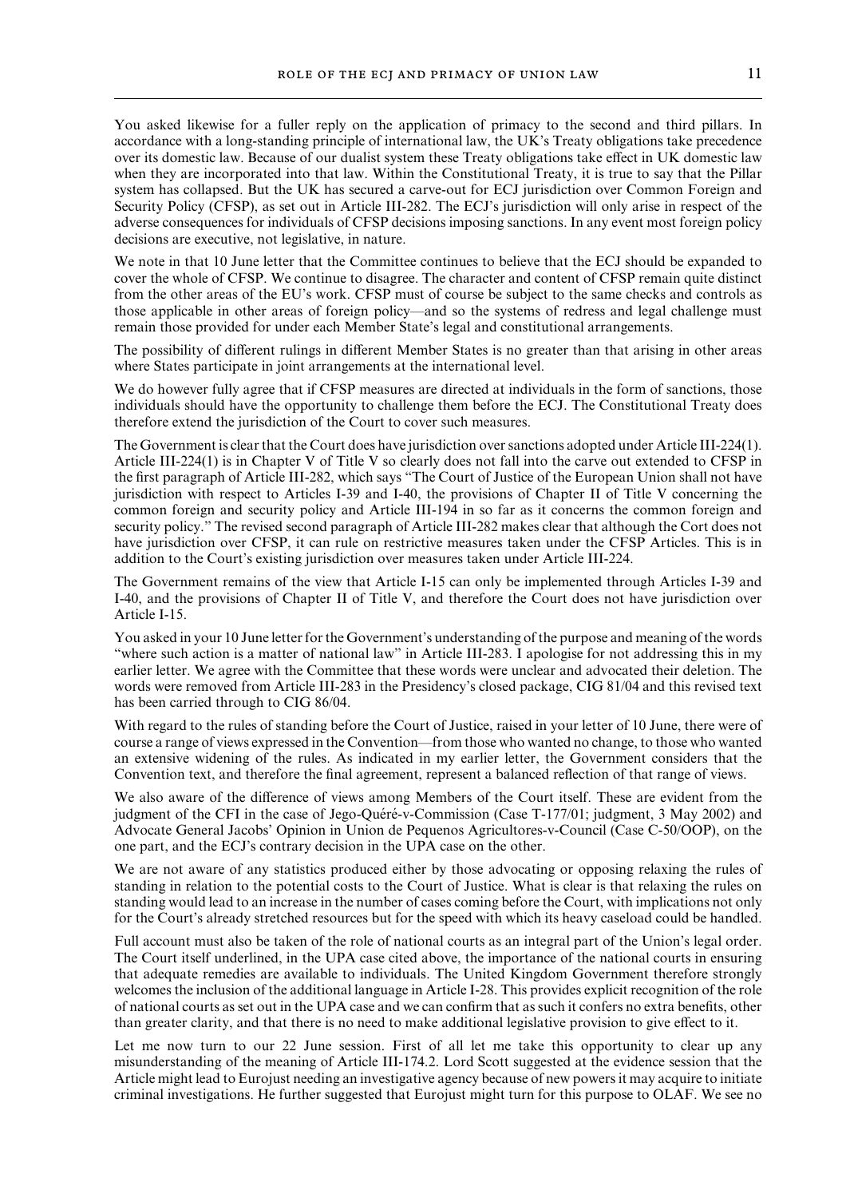You asked likewise for a fuller reply on the application of primacy to the second and third pillars. In accordance with a long-standing principle of international law, the UK's Treaty obligations take precedence over its domestic law. Because of our dualist system these Treaty obligations take effect in UK domestic law when they are incorporated into that law. Within the Constitutional Treaty, it is true to say that the Pillar system has collapsed. But the UK has secured a carve-out for ECJ jurisdiction over Common Foreign and Security Policy (CFSP), as set out in Article III-282. The ECJ's jurisdiction will only arise in respect of the adverse consequences for individuals of CFSP decisions imposing sanctions. In any event most foreign policy decisions are executive, not legislative, in nature.

We note in that 10 June letter that the Committee continues to believe that the ECJ should be expanded to cover the whole of CFSP. We continue to disagree. The character and content of CFSP remain quite distinct from the other areas of the EU's work. CFSP must of course be subject to the same checks and controls as those applicable in other areas of foreign policy—and so the systems of redress and legal challenge must remain those provided for under each Member State's legal and constitutional arrangements.

The possibility of different rulings in different Member States is no greater than that arising in other areas where States participate in joint arrangements at the international level.

We do however fully agree that if CFSP measures are directed at individuals in the form of sanctions, those individuals should have the opportunity to challenge them before the ECJ. The Constitutional Treaty does therefore extend the jurisdiction of the Court to cover such measures.

The Government is clear that the Court does have jurisdiction over sanctions adopted under Article III-224(1). Article III-224(1) is in Chapter V of Title V so clearly does not fall into the carve out extended to CFSP in the first paragraph of Article III-282, which says "The Court of Justice of the European Union shall not have jurisdiction with respect to Articles I-39 and I-40, the provisions of Chapter II of Title V concerning the common foreign and security policy and Article III-194 in so far as it concerns the common foreign and security policy." The revised second paragraph of Article III-282 makes clear that although the Cort does not have jurisdiction over CFSP, it can rule on restrictive measures taken under the CFSP Articles. This is in addition to the Court's existing jurisdiction over measures taken under Article III-224.

The Government remains of the view that Article I-15 can only be implemented through Articles I-39 and I-40, and the provisions of Chapter II of Title V, and therefore the Court does not have jurisdiction over Article I-15.

You asked in your 10 June letter for the Government's understanding of the purpose and meaning of the words "where such action is a matter of national law" in Article III-283. I apologise for not addressing this in my earlier letter. We agree with the Committee that these words were unclear and advocated their deletion. The words were removed from Article III-283 in the Presidency's closed package, CIG 81/04 and this revised text has been carried through to CIG 86/04.

With regard to the rules of standing before the Court of Justice, raised in your letter of 10 June, there were of course a range of views expressed in the Convention—from those who wanted no change, to those who wanted an extensive widening of the rules. As indicated in my earlier letter, the Government considers that the Convention text, and therefore the final agreement, represent a balanced reflection of that range of views.

We also aware of the difference of views among Members of the Court itself. These are evident from the judgment of the CFI in the case of Jego-Quéré-v-Commission (Case T-177/01; judgment, 3 May 2002) and Advocate General Jacobs' Opinion in Union de Pequenos Agricultores-v-Council (Case C-50/OOP), on the one part, and the ECJ's contrary decision in the UPA case on the other.

We are not aware of any statistics produced either by those advocating or opposing relaxing the rules of standing in relation to the potential costs to the Court of Justice. What is clear is that relaxing the rules on standing would lead to an increase in the number of cases coming before the Court, with implications not only for the Court's already stretched resources but for the speed with which its heavy caseload could be handled.

Full account must also be taken of the role of national courts as an integral part of the Union's legal order. The Court itself underlined, in the UPA case cited above, the importance of the national courts in ensuring that adequate remedies are available to individuals. The United Kingdom Government therefore strongly welcomes the inclusion of the additional language in Article I-28. This provides explicit recognition of the role of national courts as set out in the UPA case and we can confirm that as such it confers no extra benefits, other than greater clarity, and that there is no need to make additional legislative provision to give effect to it.

Let me now turn to our 22 June session. First of all let me take this opportunity to clear up any misunderstanding of the meaning of Article III-174.2. Lord Scott suggested at the evidence session that the Article might lead to Eurojust needing an investigative agency because of new powers it may acquire to initiate criminal investigations. He further suggested that Eurojust might turn for this purpose to OLAF. We see no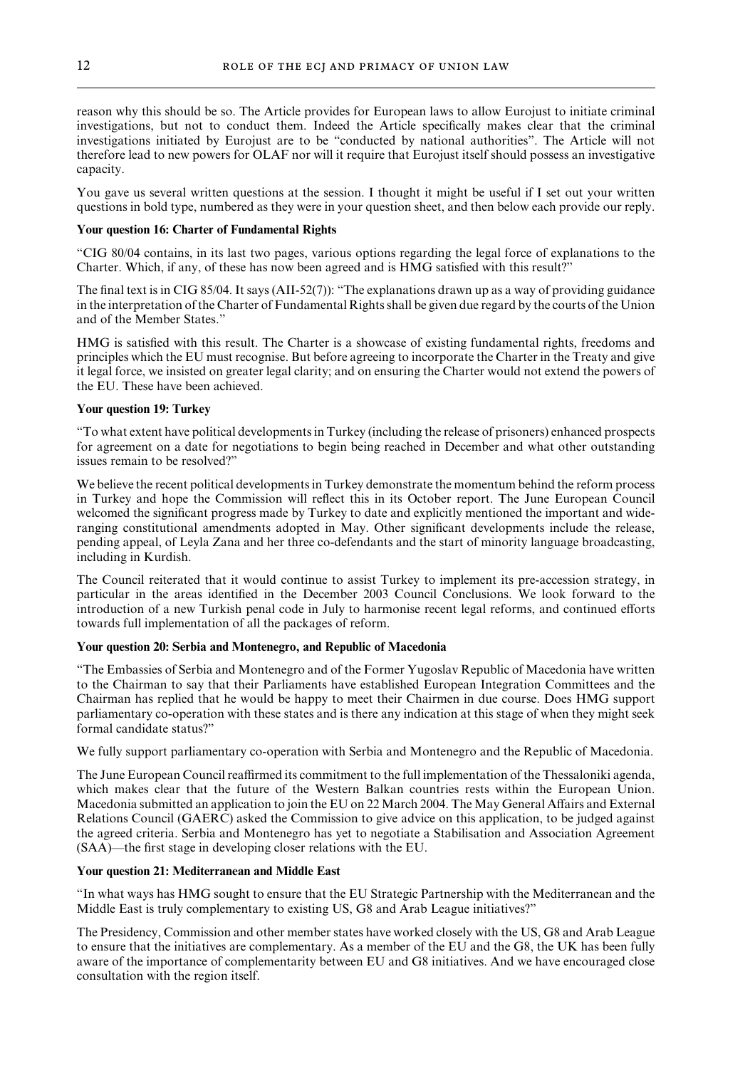reason why this should be so. The Article provides for European laws to allow Eurojust to initiate criminal investigations, but not to conduct them. Indeed the Article specifically makes clear that the criminal investigations initiated by Eurojust are to be "conducted by national authorities". The Article will not therefore lead to new powers for OLAF nor will it require that Eurojust itself should possess an investigative capacity.

You gave us several written questions at the session. I thought it might be useful if I set out your written questions in bold type, numbered as they were in your question sheet, and then below each provide our reply.

**Your question 16: Charter of Fundamental Rights**

"CIG 80/04 contains, in its last two pages, various options regarding the legal force of explanations to the Charter. Which, if any, of these has now been agreed and is HMG satisfied with this result?"

The final text is in CIG 85/04. It says (AII-52(7)): "The explanations drawn up as a way of providing guidance in the interpretation of the Charter of Fundamental Rights shall be given due regard by the courts of the Union and of the Member States."

HMG is satisfied with this result. The Charter is a showcase of existing fundamental rights, freedoms and principles which the EU must recognise. But before agreeing to incorporate the Charter in the Treaty and give it legal force, we insisted on greater legal clarity; and on ensuring the Charter would not extend the powers of the EU. These have been achieved.

**Your question 19: Turkey**

"To what extent have political developments in Turkey (including the release of prisoners) enhanced prospects for agreement on a date for negotiations to begin being reached in December and what other outstanding issues remain to be resolved?"

We believe the recent political developments in Turkey demonstrate the momentum behind the reform process in Turkey and hope the Commission will reflect this in its October report. The June European Council welcomed the significant progress made by Turkey to date and explicitly mentioned the important and wide-ranging constitutional amendments adopted in May. Other significant developments include the release, pending appeal, of Leyla Zana and her three co-defendants and the start of minority language broadcasting, including in Kurdish.

The Council reiterated that it would continue to assist Turkey to implement its pre-accession strategy, in particular in the areas identified in the December 2003 Council Conclusions. We look forward to the introduction of a new Turkish penal code in July to harmonise recent legal reforms, and continued efforts towards full implementation of all the packages of reform.

**Your question 20: Serbia and Montenegro, and Republic of Macedonia**

"The Embassies of Serbia and Montenegro and of the Former Yugoslav Republic of Macedonia have written to the Chairman to say that their Parliaments have established European Integration Committees and the Chairman has replied that he would be happy to meet their Chairmen in due course. Does HMG support parliamentary co-operation with these states and is there any indication at this stage of when they might seek formal candidate status?"

We fully support parliamentary co-operation with Serbia and Montenegro and the Republic of Macedonia.

The June European Council reaffirmed its commitment to the full implementation of the Thessaloniki agenda, which makes clear that the future of the Western Balkan countries rests within the European Union. Macedonia submitted an application to join the EU on 22 March 2004. The May General Affairs and External Relations Council (GAERC) asked the Commission to give advice on this application, to be judged against the agreed criteria. Serbia and Montenegro has yet to negotiate a Stabilisation and Association Agreement (SAA)—the first stage in developing closer relations with the EU.

**Your question 21: Mediterranean and Middle East**

"In what ways has HMG sought to ensure that the EU Strategic Partnership with the Mediterranean and the Middle East is truly complementary to existing US, G8 and Arab League initiatives?"

The Presidency, Commission and other member states have worked closely with the US, G8 and Arab League to ensure that the initiatives are complementary. As a member of the EU and the G8, the UK has been fully aware of the importance of complementarity between EU and G8 initiatives. And we have encouraged close consultation with the region itself.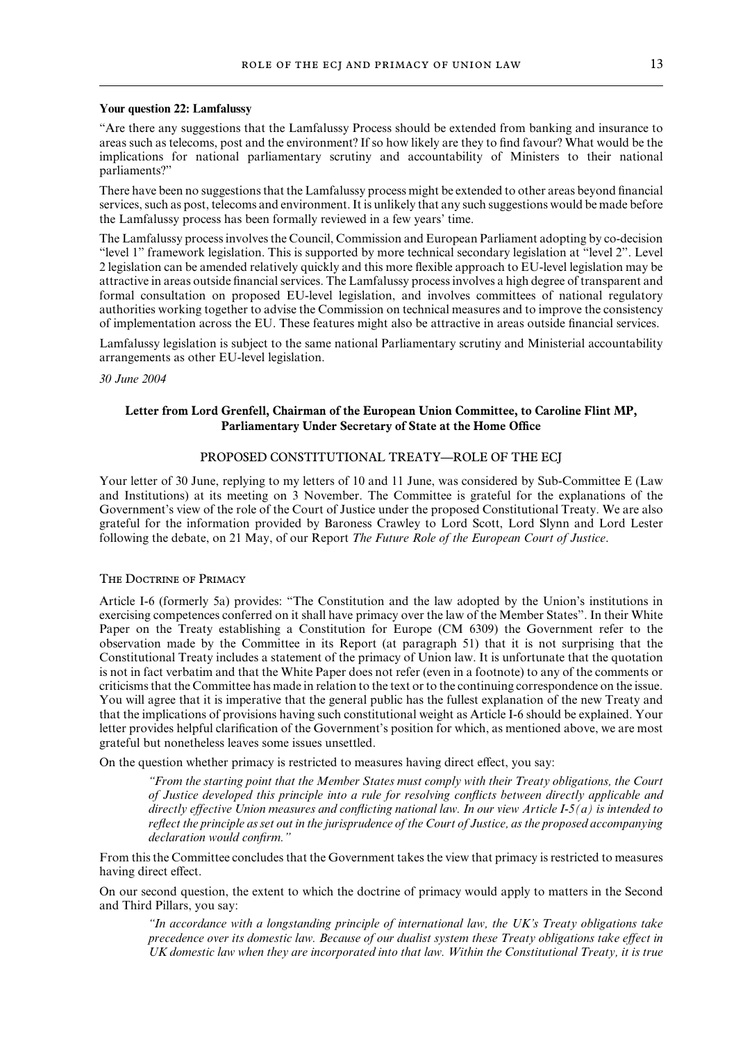**Your question 22: Lamfalussy**

"Are there any suggestions that the Lamfalussy Process should be extended from banking and insurance to areas such as telecoms, post and the environment? If so how likely are they to find favour? What would be the implications for national parliamentary scrutiny and accountability of Ministers to their national parliaments?"

There have been no suggestions that the Lamfalussy process might be extended to other areas beyond financial services, such as post, telecoms and environment. It is unlikely that any such suggestions would be made before the Lamfalussy process has been formally reviewed in a few years' time.

The Lamfalussy process involves the Council, Commission and European Parliament adopting by co-decision "level 1" framework legislation. This is supported by more technical secondary legislation at "level 2". Level 2 legislation can be amended relatively quickly and this more flexible approach to EU-level legislation may be attractive in areas outside financial services. The Lamfalussy process involves a high degree of transparent and formal consultation on proposed EU-level legislation, and involves committees of national regulatory authorities working together to advise the Commission on technical measures and to improve the consistency of implementation across the EU. These features might also be attractive in areas outside financial services.

Lamfalussy legislation is subject to the same national Parliamentary scrutiny and Ministerial accountability arrangements as other EU-level legislation.

*30 June 2004*

## Letter from Lord Grenfell, Chairman of the European Union Committee, to Caroline Flint MP, Parliamentary Under Secretary of State at the Home Office

### PROPOSED CONSTITUTIONAL TREATY—ROLE OF THE ECJ

Your letter of 30 June, replying to my letters of 10 and 11 June, was considered by Sub-Committee E (Law and Institutions) at its meeting on 3 November. The Committee is grateful for the explanations of the Government's view of the role of the Court of Justice under the proposed Constitutional Treaty. We are also grateful for the information provided by Baroness Crawley to Lord Scott, Lord Slynn and Lord Lester following the debate, on 21 May, of our Report *The Future Role of the European Court of Justice*.

### The Doctrine of Primacy

Article I-6 (formerly 5a) provides: "The Constitution and the law adopted by the Union's institutions in exercising competences conferred on it shall have primacy over the law of the Member States". In their White Paper on the Treaty establishing a Constitution for Europe (CM 6309) the Government refer to the observation made by the Committee in its Report (at paragraph 51) that it is not surprising that the Constitutional Treaty includes a statement of the primacy of Union law. It is unfortunate that the quotation is not in fact verbatim and that the White Paper does not refer (even in a footnote) to any of the comments or criticisms that the Committee has made in relation to the text or to the continuing correspondence on the issue. You will agree that it is imperative that the general public has the fullest explanation of the new Treaty and that the implications of provisions having such constitutional weight as Article I-6 should be explained. Your letter provides helpful clarification of the Government's position for which, as mentioned above, we are most grateful but nonetheless leaves some issues unsettled.

On the question whether primacy is restricted to measures having direct effect, you say:

> *"From the starting point that the Member States must comply with their Treaty obligations, the Court of Justice developed this principle into a rule for resolving conflicts between directly applicable and directly effective Union measures and conflicting national law. In our view Article I-5(a) is intended to reflect the principle as set out in the jurisprudence of the Court of Justice, as the proposed accompanying declaration would confirm."*

From this the Committee concludes that the Government takes the view that primacy is restricted to measures having direct effect.

On our second question, the extent to which the doctrine of primacy would apply to matters in the Second and Third Pillars, you say:

> *"In accordance with a longstanding principle of international law, the UK's Treaty obligations take precedence over its domestic law. Because of our dualist system these Treaty obligations take effect in UK domestic law when they are incorporated into that law. Within the Constitutional Treaty, it is true*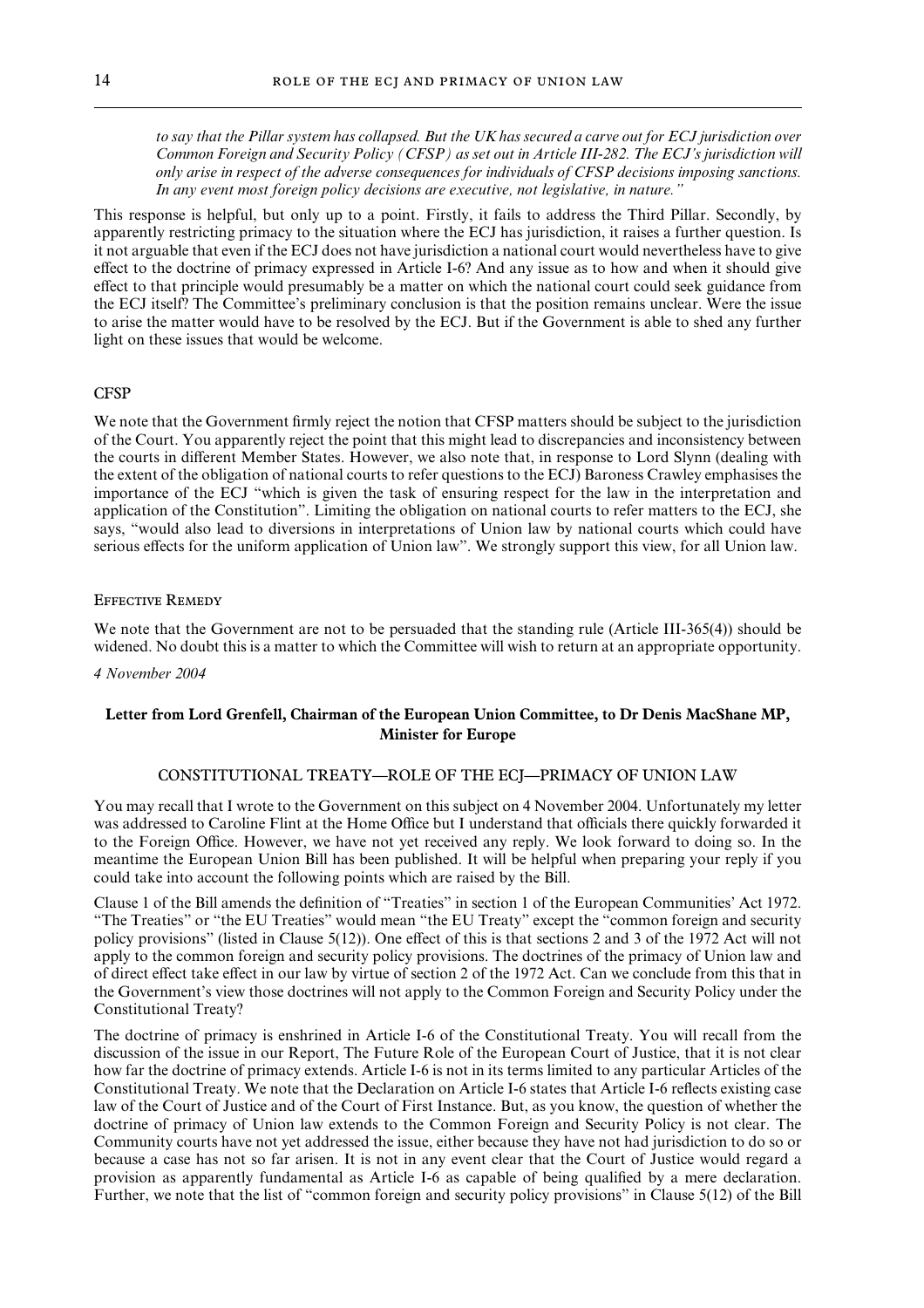*to say that the Pillar system has collapsed. But the UK has secured a carve out for ECJ jurisdiction over Common Foreign and Security Policy (CFSP) as set out in Article III-282. The ECJ's jurisdiction will only arise in respect of the adverse consequences for individuals of CFSP decisions imposing sanctions. In any event most foreign policy decisions are executive, not legislative, in nature."*

This response is helpful, but only up to a point. Firstly, it fails to address the Third Pillar. Secondly, by apparently restricting primacy to the situation where the ECJ has jurisdiction, it raises a further question. Is it not arguable that even if the ECJ does not have jurisdiction a national court would nevertheless have to give effect to the doctrine of primacy expressed in Article I-6? And any issue as to how and when it should give effect to that principle would presumably be a matter on which the national court could seek guidance from the ECJ itself? The Committee's preliminary conclusion is that the position remains unclear. Were the issue to arise the matter would have to be resolved by the ECJ. But if the Government is able to shed any further light on these issues that would be welcome.

### CFSP

We note that the Government firmly reject the notion that CFSP matters should be subject to the jurisdiction of the Court. You apparently reject the point that this might lead to discrepancies and inconsistency between the courts in different Member States. However, we also note that, in response to Lord Slynn (dealing with the extent of the obligation of national courts to refer questions to the ECJ) Baroness Crawley emphasises the importance of the ECJ "which is given the task of ensuring respect for the law in the interpretation and application of the Constitution". Limiting the obligation on national courts to refer matters to the ECJ, she says, "would also lead to diversions in interpretations of Union law by national courts which could have serious effects for the uniform application of Union law". We strongly support this view, for all Union law.

### Effective Remedy

We note that the Government are not to be persuaded that the standing rule (Article III-365(4)) should be widened. No doubt this is a matter to which the Committee will wish to return at an appropriate opportunity.

*4 November 2004*

## Letter from Lord Grenfell, Chairman of the European Union Committee, to Dr Denis MacShane MP, Minister for Europe

### CONSTITUTIONAL TREATY—ROLE OF THE ECJ—PRIMACY OF UNION LAW

You may recall that I wrote to the Government on this subject on 4 November 2004. Unfortunately my letter was addressed to Caroline Flint at the Home Office but I understand that officials there quickly forwarded it to the Foreign Office. However, we have not yet received any reply. We look forward to doing so. In the meantime the European Union Bill has been published. It will be helpful when preparing your reply if you could take into account the following points which are raised by the Bill.

Clause 1 of the Bill amends the definition of "Treaties" in section 1 of the European Communities' Act 1972. "The Treaties" or "the EU Treaties" would mean "the EU Treaty" except the "common foreign and security policy provisions" (listed in Clause 5(12)). One effect of this is that sections 2 and 3 of the 1972 Act will not apply to the common foreign and security policy provisions. The doctrines of the primacy of Union law and of direct effect take effect in our law by virtue of section 2 of the 1972 Act. Can we conclude from this that in the Government's view those doctrines will not apply to the Common Foreign and Security Policy under the Constitutional Treaty?

The doctrine of primacy is enshrined in Article I-6 of the Constitutional Treaty. You will recall from the discussion of the issue in our Report, The Future Role of the European Court of Justice, that it is not clear how far the doctrine of primacy extends. Article I-6 is not in its terms limited to any particular Articles of the Constitutional Treaty. We note that the Declaration on Article I-6 states that Article I-6 reflects existing case law of the Court of Justice and of the Court of First Instance. But, as you know, the question of whether the doctrine of primacy of Union law extends to the Common Foreign and Security Policy is not clear. The Community courts have not yet addressed the issue, either because they have not had jurisdiction to do so or because a case has not so far arisen. It is not in any event clear that the Court of Justice would regard a provision as apparently fundamental as Article I-6 as capable of being qualified by a mere declaration. Further, we note that the list of "common foreign and security policy provisions" in Clause 5(12) of the Bill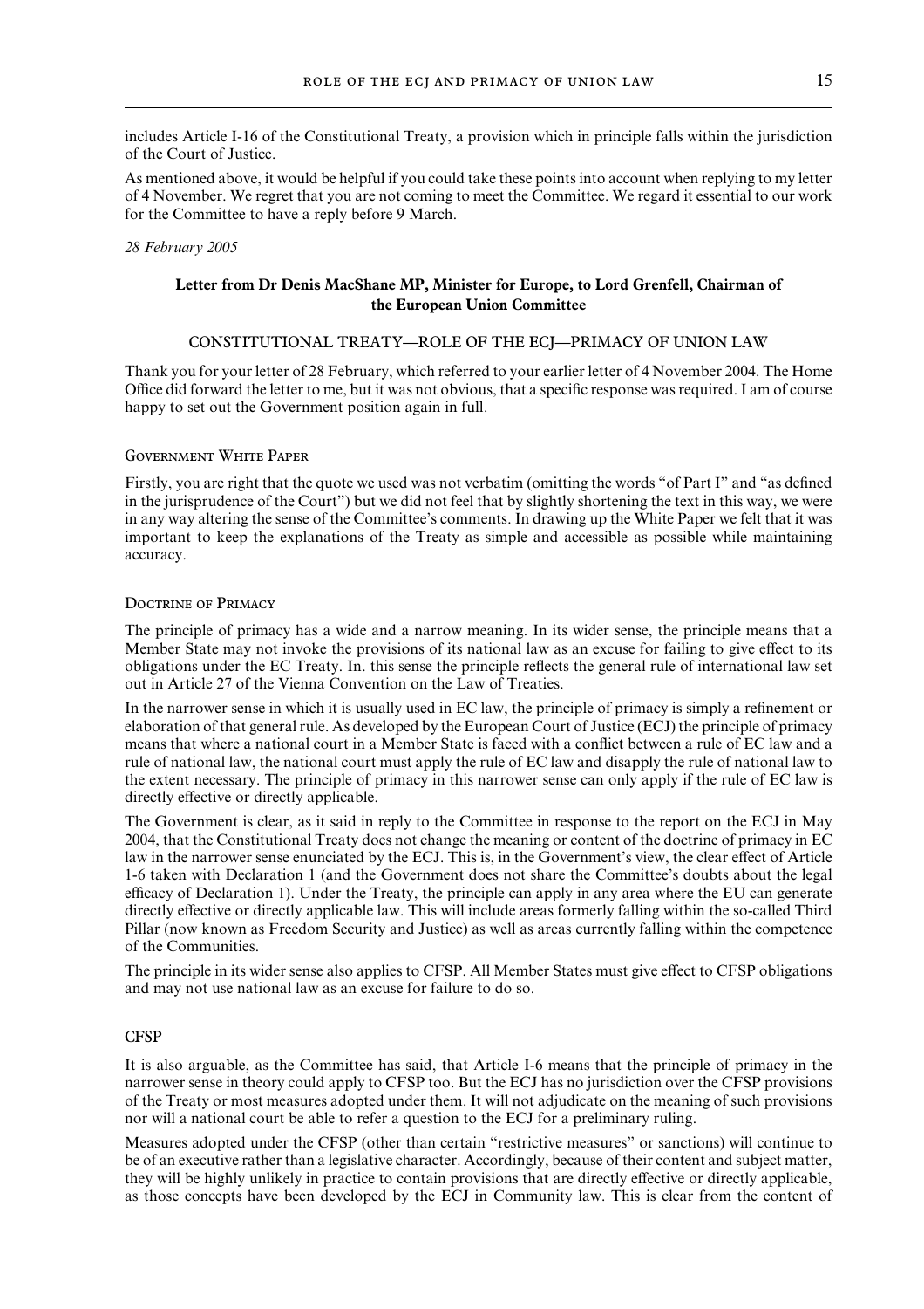includes Article I-16 of the Constitutional Treaty, a provision which in principle falls within the jurisdiction of the Court of Justice.

As mentioned above, it would be helpful if you could take these points into account when replying to my letter of 4 November. We regret that you are not coming to meet the Committee. We regard it essential to our work for the Committee to have a reply before 9 March.

*28 February 2005*

### Letter from Dr Denis MacShane MP, Minister for Europe, to Lord Grenfell, Chairman of the European Union Committee

CONSTITUTIONAL TREATY—ROLE OF THE ECJ—PRIMACY OF UNION LAW

Thank you for your letter of 28 February, which referred to your earlier letter of 4 November 2004. The Home Office did forward the letter to me, but it was not obvious, that a specific response was required. I am of course happy to set out the Government position again in full.

#### Government White Paper

Firstly, you are right that the quote we used was not verbatim (omitting the words "of Part I" and "as defined in the jurisprudence of the Court") but we did not feel that by slightly shortening the text in this way, we were in any way altering the sense of the Committee's comments. In drawing up the White Paper we felt that it was important to keep the explanations of the Treaty as simple and accessible as possible while maintaining accuracy.

#### Doctrine of Primacy

The principle of primacy has a wide and a narrow meaning. In its wider sense, the principle means that a Member State may not invoke the provisions of its national law as an excuse for failing to give effect to its obligations under the EC Treaty. In. this sense the principle reflects the general rule of international law set out in Article 27 of the Vienna Convention on the Law of Treaties.

In the narrower sense in which it is usually used in EC law, the principle of primacy is simply a refinement or elaboration of that general rule. As developed by the European Court of Justice (ECJ) the principle of primacy means that where a national court in a Member State is faced with a conflict between a rule of EC law and a rule of national law, the national court must apply the rule of EC law and disapply the rule of national law to the extent necessary. The principle of primacy in this narrower sense can only apply if the rule of EC law is directly effective or directly applicable.

The Government is clear, as it said in reply to the Committee in response to the report on the ECJ in May 2004, that the Constitutional Treaty does not change the meaning or content of the doctrine of primacy in EC law in the narrower sense enunciated by the ECJ. This is, in the Government's view, the clear effect of Article 1-6 taken with Declaration 1 (and the Government does not share the Committee's doubts about the legal efficacy of Declaration 1). Under the Treaty, the principle can apply in any area where the EU can generate directly effective or directly applicable law. This will include areas formerly falling within the so-called Third Pillar (now known as Freedom Security and Justice) as well as areas currently falling within the competence of the Communities.

The principle in its wider sense also applies to CFSP. All Member States must give effect to CFSP obligations and may not use national law as an excuse for failure to do so.

#### CFSP

It is also arguable, as the Committee has said, that Article I-6 means that the principle of primacy in the narrower sense in theory could apply to CFSP too. But the ECJ has no jurisdiction over the CFSP provisions of the Treaty or most measures adopted under them. It will not adjudicate on the meaning of such provisions nor will a national court be able to refer a question to the ECJ for a preliminary ruling.

Measures adopted under the CFSP (other than certain "restrictive measures" or sanctions) will continue to be of an executive rather than a legislative character. Accordingly, because of their content and subject matter, they will be highly unlikely in practice to contain provisions that are directly effective or directly applicable, as those concepts have been developed by the ECJ in Community law. This is clear from the content of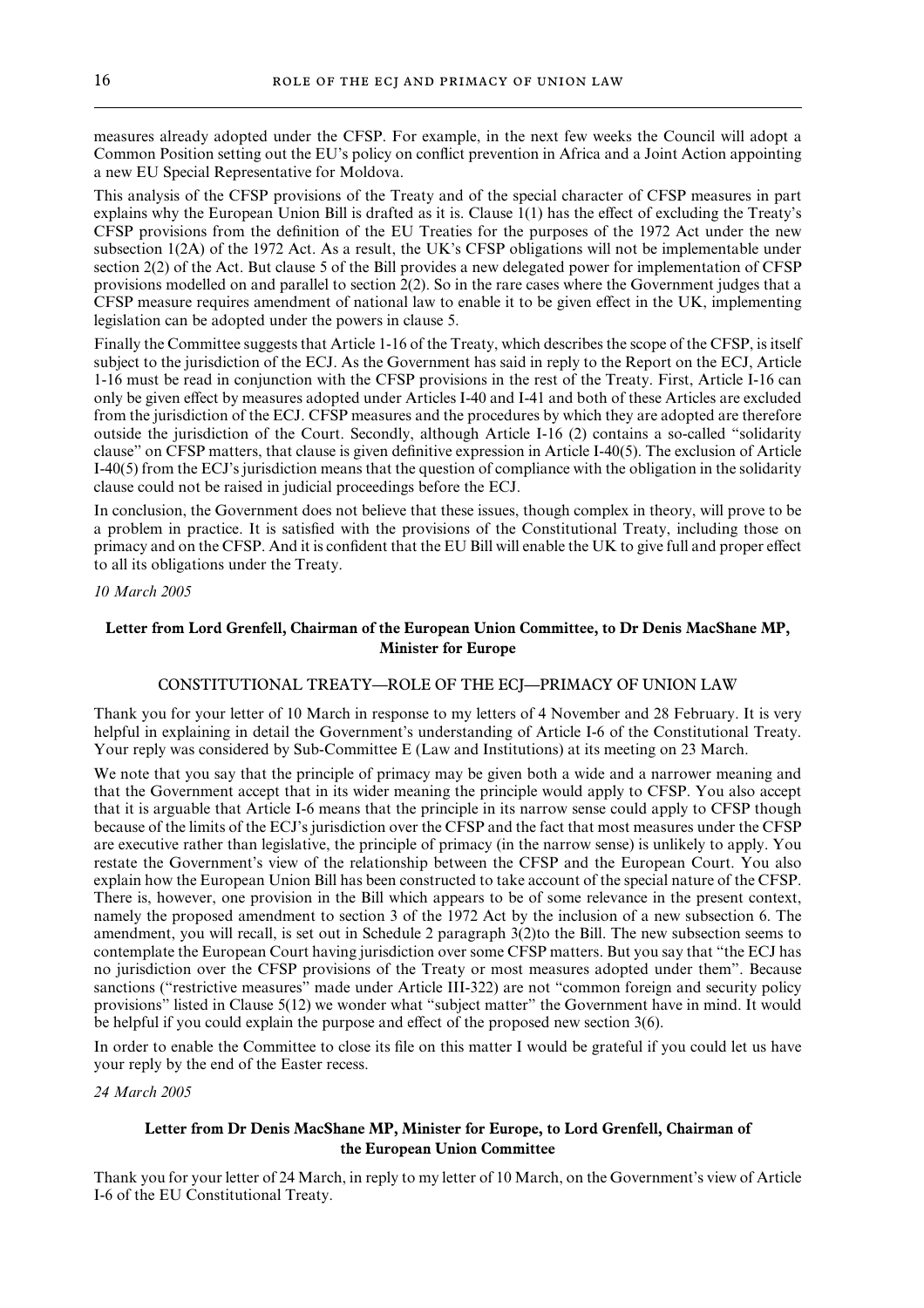measures already adopted under the CFSP. For example, in the next few weeks the Council will adopt a Common Position setting out the EU's policy on conflict prevention in Africa and a Joint Action appointing a new EU Special Representative for Moldova.

This analysis of the CFSP provisions of the Treaty and of the special character of CFSP measures in part explains why the European Union Bill is drafted as it is. Clause 1(1) has the effect of excluding the Treaty's CFSP provisions from the definition of the EU Treaties for the purposes of the 1972 Act under the new subsection 1(2A) of the 1972 Act. As a result, the UK's CFSP obligations will not be implementable under section 2(2) of the Act. But clause 5 of the Bill provides a new delegated power for implementation of CFSP provisions modelled on and parallel to section 2(2). So in the rare cases where the Government judges that a CFSP measure requires amendment of national law to enable it to be given effect in the UK, implementing legislation can be adopted under the powers in clause 5.

Finally the Committee suggests that Article 1-16 of the Treaty, which describes the scope of the CFSP, is itself subject to the jurisdiction of the ECJ. As the Government has said in reply to the Report on the ECJ, Article 1-16 must be read in conjunction with the CFSP provisions in the rest of the Treaty. First, Article I-16 can only be given effect by measures adopted under Articles I-40 and I-41 and both of these Articles are excluded from the jurisdiction of the ECJ. CFSP measures and the procedures by which they are adopted are therefore outside the jurisdiction of the Court. Secondly, although Article I-16 (2) contains a so-called "solidarity clause" on CFSP matters, that clause is given definitive expression in Article I-40(5). The exclusion of Article I-40(5) from the ECJ's jurisdiction means that the question of compliance with the obligation in the solidarity clause could not be raised in judicial proceedings before the ECJ.

In conclusion, the Government does not believe that these issues, though complex in theory, will prove to be a problem in practice. It is satisfied with the provisions of the Constitutional Treaty, including those on primacy and on the CFSP. And it is confident that the EU Bill will enable the UK to give full and proper effect to all its obligations under the Treaty.

*10 March 2005*

### Letter from Lord Grenfell, Chairman of the European Union Committee, to Dr Denis MacShane MP, Minister for Europe

CONSTITUTIONAL TREATY—ROLE OF THE ECJ—PRIMACY OF UNION LAW

Thank you for your letter of 10 March in response to my letters of 4 November and 28 February. It is very helpful in explaining in detail the Government's understanding of Article I-6 of the Constitutional Treaty. Your reply was considered by Sub-Committee E (Law and Institutions) at its meeting on 23 March.

We note that you say that the principle of primacy may be given both a wide and a narrower meaning and that the Government accept that in its wider meaning the principle would apply to CFSP. You also accept that it is arguable that Article I-6 means that the principle in its narrow sense could apply to CFSP though because of the limits of the ECJ's jurisdiction over the CFSP and the fact that most measures under the CFSP are executive rather than legislative, the principle of primacy (in the narrow sense) is unlikely to apply. You restate the Government's view of the relationship between the CFSP and the European Court. You also explain how the European Union Bill has been constructed to take account of the special nature of the CFSP. There is, however, one provision in the Bill which appears to be of some relevance in the present context, namely the proposed amendment to section 3 of the 1972 Act by the inclusion of a new subsection 6. The amendment, you will recall, is set out in Schedule 2 paragraph 3(2)to the Bill. The new subsection seems to contemplate the European Court having jurisdiction over some CFSP matters. But you say that "the ECJ has no jurisdiction over the CFSP provisions of the Treaty or most measures adopted under them". Because sanctions ("restrictive measures" made under Article III-322) are not "common foreign and security policy provisions" listed in Clause 5(12) we wonder what "subject matter" the Government have in mind. It would be helpful if you could explain the purpose and effect of the proposed new section 3(6).

In order to enable the Committee to close its file on this matter I would be grateful if you could let us have your reply by the end of the Easter recess.

*24 March 2005*

### Letter from Dr Denis MacShane MP, Minister for Europe, to Lord Grenfell, Chairman of the European Union Committee

Thank you for your letter of 24 March, in reply to my letter of 10 March, on the Government's view of Article I-6 of the EU Constitutional Treaty.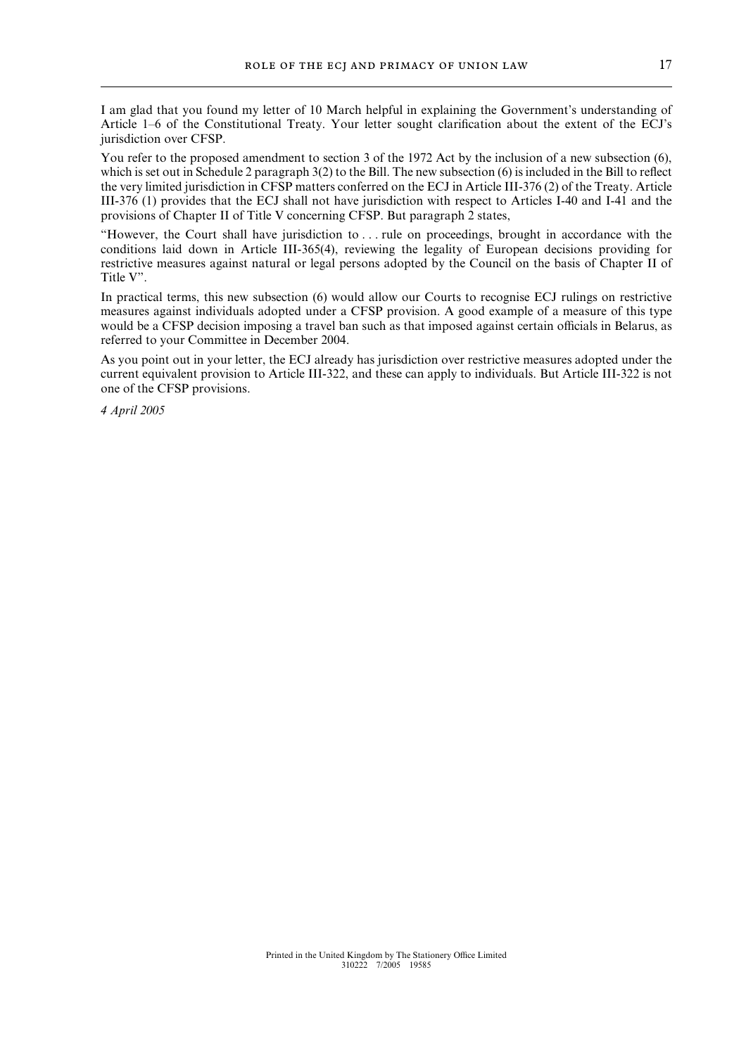I am glad that you found my letter of 10 March helpful in explaining the Government's understanding of Article 1–6 of the Constitutional Treaty. Your letter sought clarification about the extent of the ECJ's jurisdiction over CFSP.

You refer to the proposed amendment to section 3 of the 1972 Act by the inclusion of a new subsection (6), which is set out in Schedule 2 paragraph 3(2) to the Bill. The new subsection (6) is included in the Bill to reflect the very limited jurisdiction in CFSP matters conferred on the ECJ in Article III-376 (2) of the Treaty. Article III-376 (1) provides that the ECJ shall not have jurisdiction with respect to Articles I-40 and I-41 and the provisions of Chapter II of Title V concerning CFSP. But paragraph 2 states,

"However, the Court shall have jurisdiction to . . . rule on proceedings, brought in accordance with the conditions laid down in Article III-365(4), reviewing the legality of European decisions providing for restrictive measures against natural or legal persons adopted by the Council on the basis of Chapter II of Title V".

In practical terms, this new subsection (6) would allow our Courts to recognise ECJ rulings on restrictive measures against individuals adopted under a CFSP provision. A good example of a measure of this type would be a CFSP decision imposing a travel ban such as that imposed against certain officials in Belarus, as referred to your Committee in December 2004.

As you point out in your letter, the ECJ already has jurisdiction over restrictive measures adopted under the current equivalent provision to Article III-322, and these can apply to individuals. But Article III-322 is not one of the CFSP provisions.

*4 April 2005*

Printed in the United Kingdom by The Stationery Office Limited
310222 7/2005 19585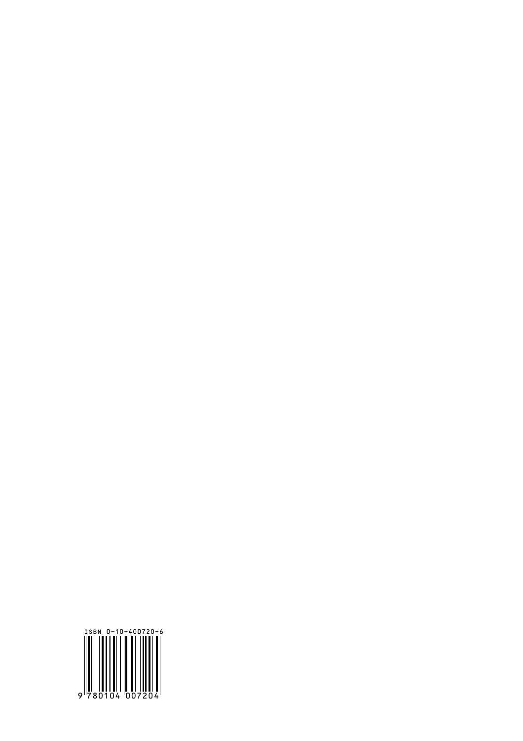ISBN 0-10-400720-6

9 780104 007204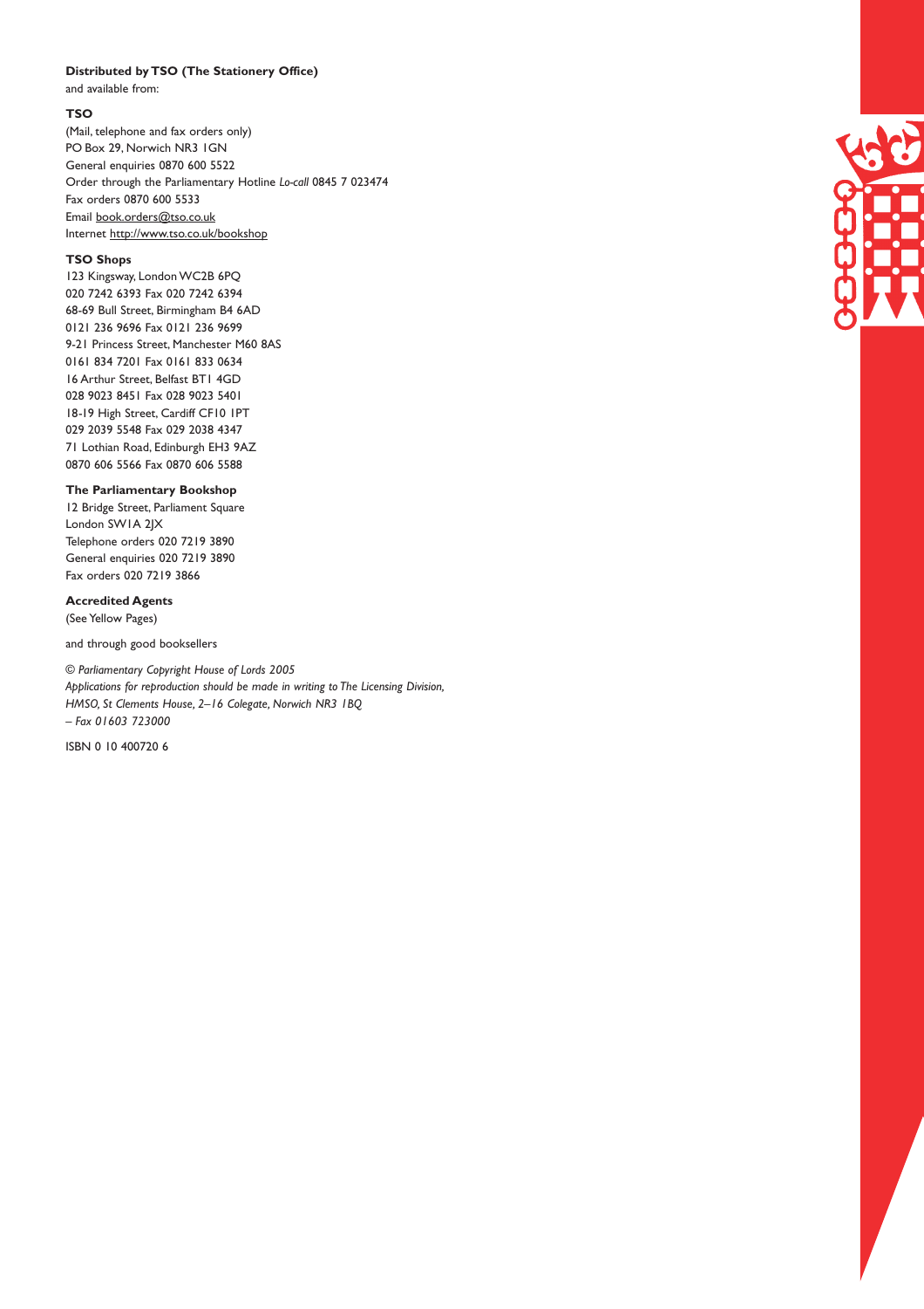**Distributed by TSO (The Stationery Office)**
and available from:

**TSO**
(Mail, telephone and fax orders only)
PO Box 29, Norwich NR3 1GN
General enquiries 0870 600 5522
Order through the Parliamentary Hotline *Lo-call* 0845 7 023474
Fax orders 0870 600 5533
Email book.orders@tso.co.uk
Internet http://www.tso.co.uk/bookshop

**TSO Shops**
123 Kingsway, London WC2B 6PQ
020 7242 6393 Fax 020 7242 6394
68-69 Bull Street, Birmingham B4 6AD
0121 236 9696 Fax 0121 236 9699
9-21 Princess Street, Manchester M60 8AS
0161 834 7201 Fax 0161 833 0634
16 Arthur Street, Belfast BT1 4GD
028 9023 8451 Fax 028 9023 5401
18-19 High Street, Cardiff CF10 1PT
029 2039 5548 Fax 029 2038 4347
71 Lothian Road, Edinburgh EH3 9AZ
0870 606 5566 Fax 0870 606 5588

**The Parliamentary Bookshop**
12 Bridge Street, Parliament Square
London SW1A 2JX
Telephone orders 020 7219 3890
General enquiries 020 7219 3890
Fax orders 020 7219 3866

**Accredited Agents**
(See Yellow Pages)

and through good booksellers

*© Parliamentary Copyright House of Lords 2005*
*Applications for reproduction should be made in writing to The Licensing Division, HMSO, St Clements House, 2–16 Colegate, Norwich NR3 1BQ – Fax 01603 723000*

ISBN 0 10 400720 6